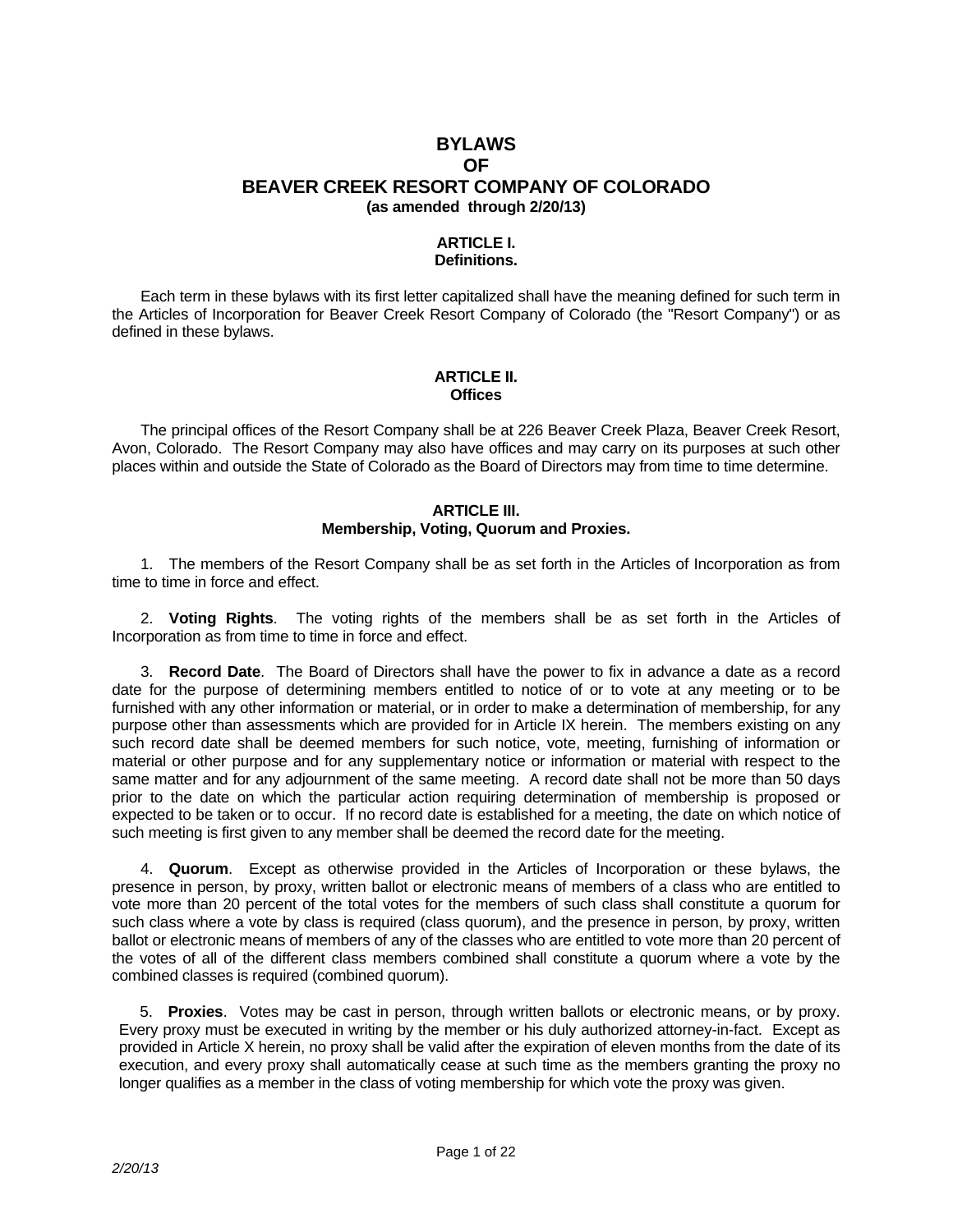# BYLAWS
# OF
# BEAVER CREEK RESORT COMPANY OF COLORADO

**(as amended through 2/20/13)**

## ARTICLE I.
## Definitions.

Each term in these bylaws with its first letter capitalized shall have the meaning defined for such term in the Articles of Incorporation for Beaver Creek Resort Company of Colorado (the "Resort Company") or as defined in these bylaws.

## ARTICLE II.
## Offices

The principal offices of the Resort Company shall be at 226 Beaver Creek Plaza, Beaver Creek Resort, Avon, Colorado. The Resort Company may also have offices and may carry on its purposes at such other places within and outside the State of Colorado as the Board of Directors may from time to time determine.

## ARTICLE III.
## Membership, Voting, Quorum and Proxies.

1. The members of the Resort Company shall be as set forth in the Articles of Incorporation as from time to time in force and effect.

2. **Voting Rights**. The voting rights of the members shall be as set forth in the Articles of Incorporation as from time to time in force and effect.

3. **Record Date**. The Board of Directors shall have the power to fix in advance a date as a record date for the purpose of determining members entitled to notice of or to vote at any meeting or to be furnished with any other information or material, or in order to make a determination of membership, for any purpose other than assessments which are provided for in Article IX herein. The members existing on any such record date shall be deemed members for such notice, vote, meeting, furnishing of information or material or other purpose and for any supplementary notice or information or material with respect to the same matter and for any adjournment of the same meeting. A record date shall not be more than 50 days prior to the date on which the particular action requiring determination of membership is proposed or expected to be taken or to occur. If no record date is established for a meeting, the date on which notice of such meeting is first given to any member shall be deemed the record date for the meeting.

4. **Quorum**. Except as otherwise provided in the Articles of Incorporation or these bylaws, the presence in person, by proxy, written ballot or electronic means of members of a class who are entitled to vote more than 20 percent of the total votes for the members of such class shall constitute a quorum for such class where a vote by class is required (class quorum), and the presence in person, by proxy, written ballot or electronic means of members of any of the classes who are entitled to vote more than 20 percent of the votes of all of the different class members combined shall constitute a quorum where a vote by the combined classes is required (combined quorum).

5. **Proxies**. Votes may be cast in person, through written ballots or electronic means, or by proxy. Every proxy must be executed in writing by the member or his duly authorized attorney-in-fact. Except as provided in Article X herein, no proxy shall be valid after the expiration of eleven months from the date of its execution, and every proxy shall automatically cease at such time as the members granting the proxy no longer qualifies as a member in the class of voting membership for which vote the proxy was given.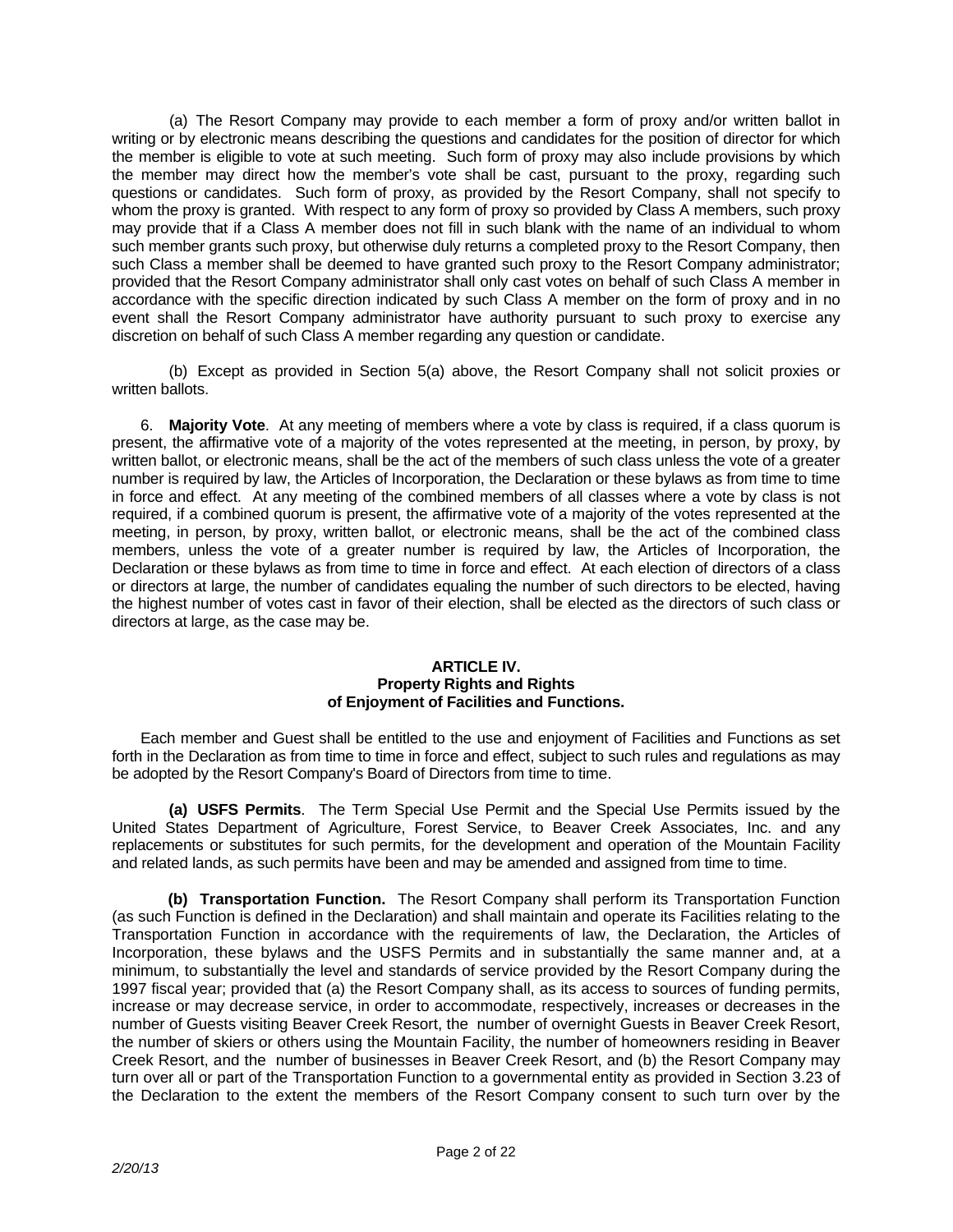(a) The Resort Company may provide to each member a form of proxy and/or written ballot in writing or by electronic means describing the questions and candidates for the position of director for which the member is eligible to vote at such meeting. Such form of proxy may also include provisions by which the member may direct how the member's vote shall be cast, pursuant to the proxy, regarding such questions or candidates. Such form of proxy, as provided by the Resort Company, shall not specify to whom the proxy is granted. With respect to any form of proxy so provided by Class A members, such proxy may provide that if a Class A member does not fill in such blank with the name of an individual to whom such member grants such proxy, but otherwise duly returns a completed proxy to the Resort Company, then such Class a member shall be deemed to have granted such proxy to the Resort Company administrator; provided that the Resort Company administrator shall only cast votes on behalf of such Class A member in accordance with the specific direction indicated by such Class A member on the form of proxy and in no event shall the Resort Company administrator have authority pursuant to such proxy to exercise any discretion on behalf of such Class A member regarding any question or candidate.

(b) Except as provided in Section 5(a) above, the Resort Company shall not solicit proxies or written ballots.

6. **Majority Vote**. At any meeting of members where a vote by class is required, if a class quorum is present, the affirmative vote of a majority of the votes represented at the meeting, in person, by proxy, by written ballot, or electronic means, shall be the act of the members of such class unless the vote of a greater number is required by law, the Articles of Incorporation, the Declaration or these bylaws as from time to time in force and effect. At any meeting of the combined members of all classes where a vote by class is not required, if a combined quorum is present, the affirmative vote of a majority of the votes represented at the meeting, in person, by proxy, written ballot, or electronic means, shall be the act of the combined class members, unless the vote of a greater number is required by law, the Articles of Incorporation, the Declaration or these bylaws as from time to time in force and effect. At each election of directors of a class or directors at large, the number of candidates equaling the number of such directors to be elected, having the highest number of votes cast in favor of their election, shall be elected as the directors of such class or directors at large, as the case may be.

**ARTICLE IV.**
**Property Rights and Rights of Enjoyment of Facilities and Functions.**

Each member and Guest shall be entitled to the use and enjoyment of Facilities and Functions as set forth in the Declaration as from time to time in force and effect, subject to such rules and regulations as may be adopted by the Resort Company's Board of Directors from time to time.

**(a) USFS Permits**. The Term Special Use Permit and the Special Use Permits issued by the United States Department of Agriculture, Forest Service, to Beaver Creek Associates, Inc. and any replacements or substitutes for such permits, for the development and operation of the Mountain Facility and related lands, as such permits have been and may be amended and assigned from time to time.

**(b) Transportation Function.** The Resort Company shall perform its Transportation Function (as such Function is defined in the Declaration) and shall maintain and operate its Facilities relating to the Transportation Function in accordance with the requirements of law, the Declaration, the Articles of Incorporation, these bylaws and the USFS Permits and in substantially the same manner and, at a minimum, to substantially the level and standards of service provided by the Resort Company during the 1997 fiscal year; provided that (a) the Resort Company shall, as its access to sources of funding permits, increase or may decrease service, in order to accommodate, respectively, increases or decreases in the number of Guests visiting Beaver Creek Resort, the number of overnight Guests in Beaver Creek Resort, the number of skiers or others using the Mountain Facility, the number of homeowners residing in Beaver Creek Resort, and the number of businesses in Beaver Creek Resort, and (b) the Resort Company may turn over all or part of the Transportation Function to a governmental entity as provided in Section 3.23 of the Declaration to the extent the members of the Resort Company consent to such turn over by the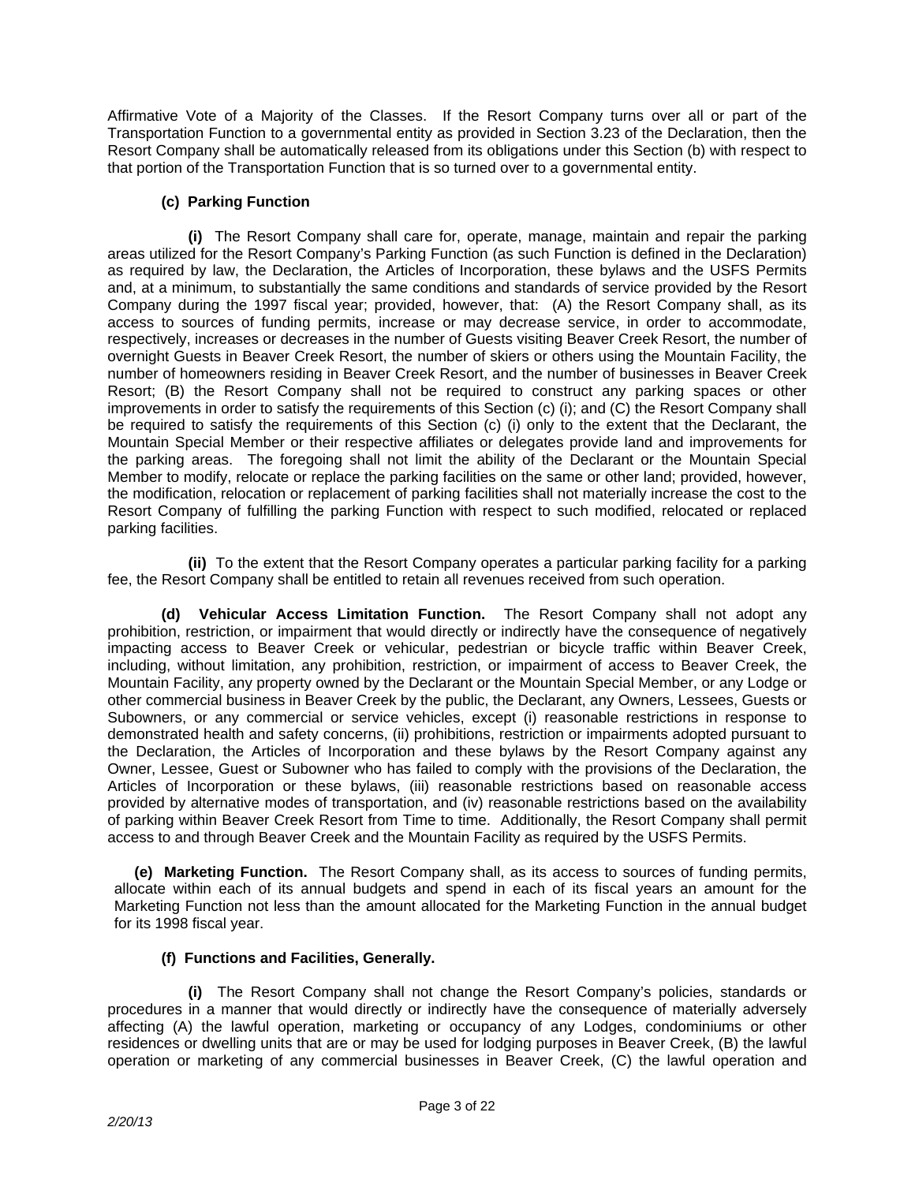Affirmative Vote of a Majority of the Classes. If the Resort Company turns over all or part of the Transportation Function to a governmental entity as provided in Section 3.23 of the Declaration, then the Resort Company shall be automatically released from its obligations under this Section (b) with respect to that portion of the Transportation Function that is so turned over to a governmental entity.

**(c) Parking Function**

**(i)** The Resort Company shall care for, operate, manage, maintain and repair the parking areas utilized for the Resort Company's Parking Function (as such Function is defined in the Declaration) as required by law, the Declaration, the Articles of Incorporation, these bylaws and the USFS Permits and, at a minimum, to substantially the same conditions and standards of service provided by the Resort Company during the 1997 fiscal year; provided, however, that: (A) the Resort Company shall, as its access to sources of funding permits, increase or may decrease service, in order to accommodate, respectively, increases or decreases in the number of Guests visiting Beaver Creek Resort, the number of overnight Guests in Beaver Creek Resort, the number of skiers or others using the Mountain Facility, the number of homeowners residing in Beaver Creek Resort, and the number of businesses in Beaver Creek Resort; (B) the Resort Company shall not be required to construct any parking spaces or other improvements in order to satisfy the requirements of this Section (c) (i); and (C) the Resort Company shall be required to satisfy the requirements of this Section (c) (i) only to the extent that the Declarant, the Mountain Special Member or their respective affiliates or delegates provide land and improvements for the parking areas. The foregoing shall not limit the ability of the Declarant or the Mountain Special Member to modify, relocate or replace the parking facilities on the same or other land; provided, however, the modification, relocation or replacement of parking facilities shall not materially increase the cost to the Resort Company of fulfilling the parking Function with respect to such modified, relocated or replaced parking facilities.

**(ii)** To the extent that the Resort Company operates a particular parking facility for a parking fee, the Resort Company shall be entitled to retain all revenues received from such operation.

**(d) Vehicular Access Limitation Function.** The Resort Company shall not adopt any prohibition, restriction, or impairment that would directly or indirectly have the consequence of negatively impacting access to Beaver Creek or vehicular, pedestrian or bicycle traffic within Beaver Creek, including, without limitation, any prohibition, restriction, or impairment of access to Beaver Creek, the Mountain Facility, any property owned by the Declarant or the Mountain Special Member, or any Lodge or other commercial business in Beaver Creek by the public, the Declarant, any Owners, Lessees, Guests or Subowners, or any commercial or service vehicles, except (i) reasonable restrictions in response to demonstrated health and safety concerns, (ii) prohibitions, restriction or impairments adopted pursuant to the Declaration, the Articles of Incorporation and these bylaws by the Resort Company against any Owner, Lessee, Guest or Subowner who has failed to comply with the provisions of the Declaration, the Articles of Incorporation or these bylaws, (iii) reasonable restrictions based on reasonable access provided by alternative modes of transportation, and (iv) reasonable restrictions based on the availability of parking within Beaver Creek Resort from Time to time. Additionally, the Resort Company shall permit access to and through Beaver Creek and the Mountain Facility as required by the USFS Permits.

**(e) Marketing Function.** The Resort Company shall, as its access to sources of funding permits, allocate within each of its annual budgets and spend in each of its fiscal years an amount for the Marketing Function not less than the amount allocated for the Marketing Function in the annual budget for its 1998 fiscal year.

**(f) Functions and Facilities, Generally.**

**(i)** The Resort Company shall not change the Resort Company's policies, standards or procedures in a manner that would directly or indirectly have the consequence of materially adversely affecting (A) the lawful operation, marketing or occupancy of any Lodges, condominiums or other residences or dwelling units that are or may be used for lodging purposes in Beaver Creek, (B) the lawful operation or marketing of any commercial businesses in Beaver Creek, (C) the lawful operation and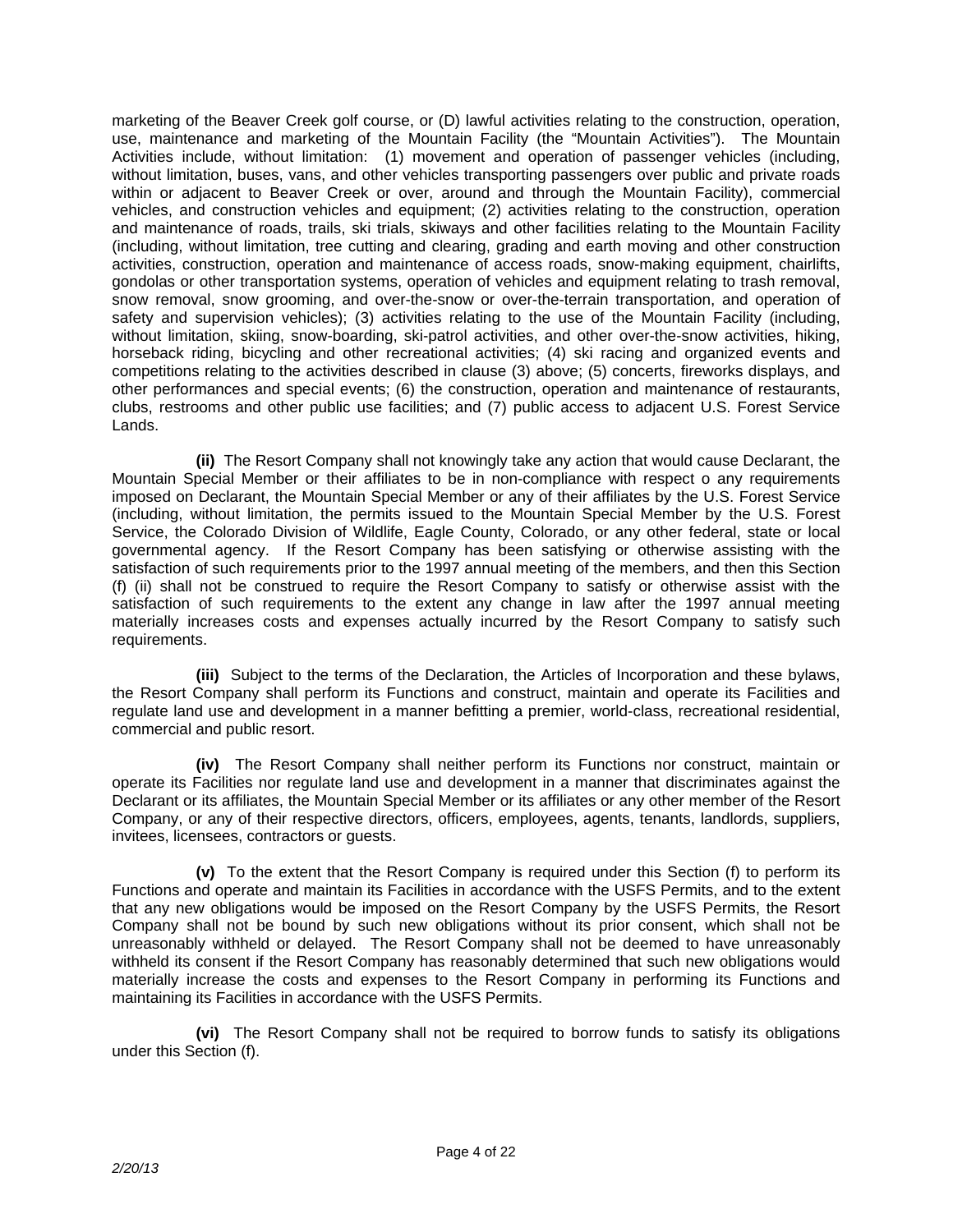marketing of the Beaver Creek golf course, or (D) lawful activities relating to the construction, operation, use, maintenance and marketing of the Mountain Facility (the "Mountain Activities"). The Mountain Activities include, without limitation: (1) movement and operation of passenger vehicles (including, without limitation, buses, vans, and other vehicles transporting passengers over public and private roads within or adjacent to Beaver Creek or over, around and through the Mountain Facility), commercial vehicles, and construction vehicles and equipment; (2) activities relating to the construction, operation and maintenance of roads, trails, ski trials, skiways and other facilities relating to the Mountain Facility (including, without limitation, tree cutting and clearing, grading and earth moving and other construction activities, construction, operation and maintenance of access roads, snow-making equipment, chairlifts, gondolas or other transportation systems, operation of vehicles and equipment relating to trash removal, snow removal, snow grooming, and over-the-snow or over-the-terrain transportation, and operation of safety and supervision vehicles); (3) activities relating to the use of the Mountain Facility (including, without limitation, skiing, snow-boarding, ski-patrol activities, and other over-the-snow activities, hiking, horseback riding, bicycling and other recreational activities; (4) ski racing and organized events and competitions relating to the activities described in clause (3) above; (5) concerts, fireworks displays, and other performances and special events; (6) the construction, operation and maintenance of restaurants, clubs, restrooms and other public use facilities; and (7) public access to adjacent U.S. Forest Service Lands.

**(ii)** The Resort Company shall not knowingly take any action that would cause Declarant, the Mountain Special Member or their affiliates to be in non-compliance with respect o any requirements imposed on Declarant, the Mountain Special Member or any of their affiliates by the U.S. Forest Service (including, without limitation, the permits issued to the Mountain Special Member by the U.S. Forest Service, the Colorado Division of Wildlife, Eagle County, Colorado, or any other federal, state or local governmental agency. If the Resort Company has been satisfying or otherwise assisting with the satisfaction of such requirements prior to the 1997 annual meeting of the members, and then this Section (f) (ii) shall not be construed to require the Resort Company to satisfy or otherwise assist with the satisfaction of such requirements to the extent any change in law after the 1997 annual meeting materially increases costs and expenses actually incurred by the Resort Company to satisfy such requirements.

**(iii)** Subject to the terms of the Declaration, the Articles of Incorporation and these bylaws, the Resort Company shall perform its Functions and construct, maintain and operate its Facilities and regulate land use and development in a manner befitting a premier, world-class, recreational residential, commercial and public resort.

**(iv)** The Resort Company shall neither perform its Functions nor construct, maintain or operate its Facilities nor regulate land use and development in a manner that discriminates against the Declarant or its affiliates, the Mountain Special Member or its affiliates or any other member of the Resort Company, or any of their respective directors, officers, employees, agents, tenants, landlords, suppliers, invitees, licensees, contractors or guests.

**(v)** To the extent that the Resort Company is required under this Section (f) to perform its Functions and operate and maintain its Facilities in accordance with the USFS Permits, and to the extent that any new obligations would be imposed on the Resort Company by the USFS Permits, the Resort Company shall not be bound by such new obligations without its prior consent, which shall not be unreasonably withheld or delayed. The Resort Company shall not be deemed to have unreasonably withheld its consent if the Resort Company has reasonably determined that such new obligations would materially increase the costs and expenses to the Resort Company in performing its Functions and maintaining its Facilities in accordance with the USFS Permits.

**(vi)** The Resort Company shall not be required to borrow funds to satisfy its obligations under this Section (f).

*2/20/13*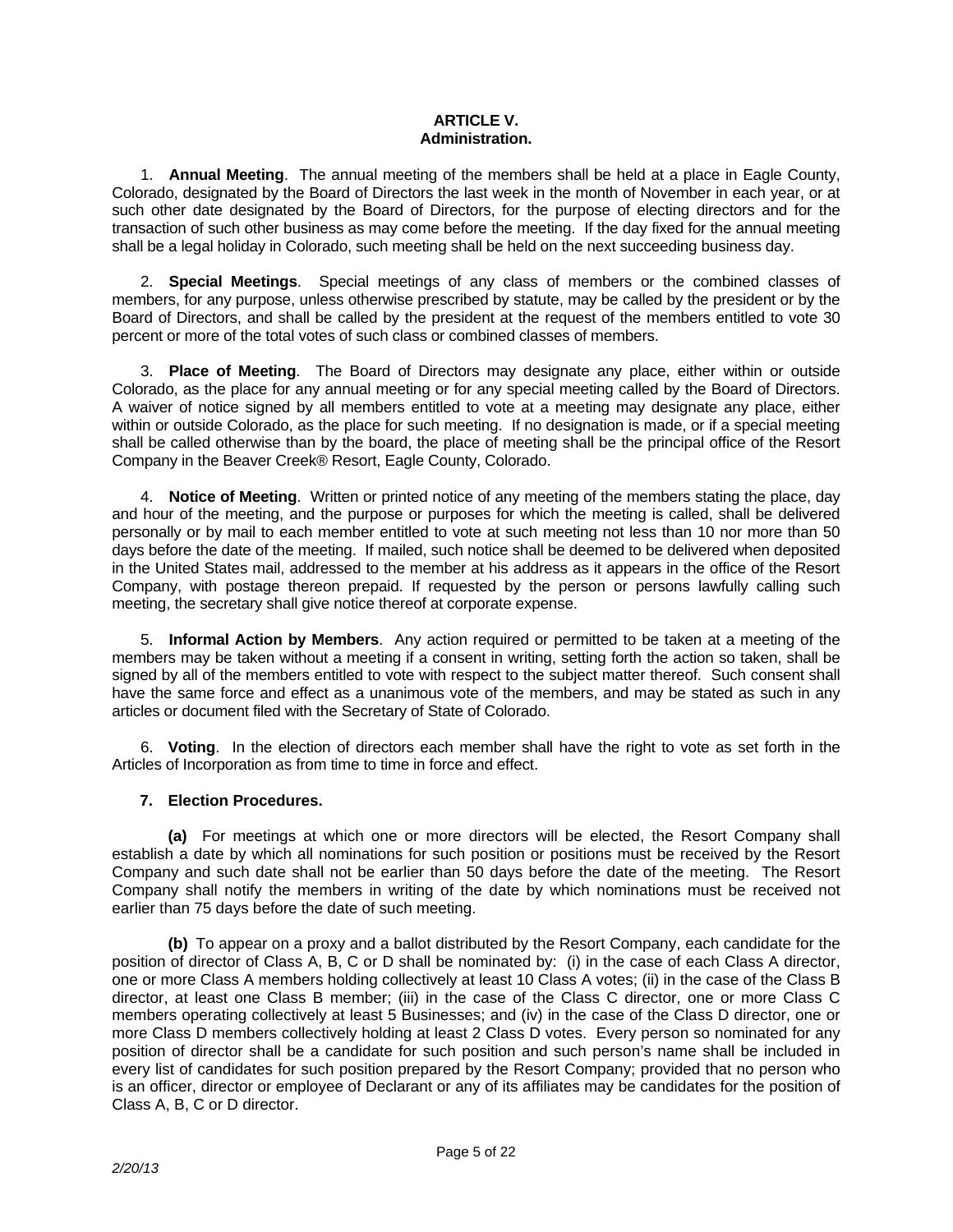## ARTICLE V.
## Administration.

1. **Annual Meeting**. The annual meeting of the members shall be held at a place in Eagle County, Colorado, designated by the Board of Directors the last week in the month of November in each year, or at such other date designated by the Board of Directors, for the purpose of electing directors and for the transaction of such other business as may come before the meeting. If the day fixed for the annual meeting shall be a legal holiday in Colorado, such meeting shall be held on the next succeeding business day.

2. **Special Meetings**. Special meetings of any class of members or the combined classes of members, for any purpose, unless otherwise prescribed by statute, may be called by the president or by the Board of Directors, and shall be called by the president at the request of the members entitled to vote 30 percent or more of the total votes of such class or combined classes of members.

3. **Place of Meeting**. The Board of Directors may designate any place, either within or outside Colorado, as the place for any annual meeting or for any special meeting called by the Board of Directors. A waiver of notice signed by all members entitled to vote at a meeting may designate any place, either within or outside Colorado, as the place for such meeting. If no designation is made, or if a special meeting shall be called otherwise than by the board, the place of meeting shall be the principal office of the Resort Company in the Beaver Creek® Resort, Eagle County, Colorado.

4. **Notice of Meeting**. Written or printed notice of any meeting of the members stating the place, day and hour of the meeting, and the purpose or purposes for which the meeting is called, shall be delivered personally or by mail to each member entitled to vote at such meeting not less than 10 nor more than 50 days before the date of the meeting. If mailed, such notice shall be deemed to be delivered when deposited in the United States mail, addressed to the member at his address as it appears in the office of the Resort Company, with postage thereon prepaid. If requested by the person or persons lawfully calling such meeting, the secretary shall give notice thereof at corporate expense.

5. **Informal Action by Members**. Any action required or permitted to be taken at a meeting of the members may be taken without a meeting if a consent in writing, setting forth the action so taken, shall be signed by all of the members entitled to vote with respect to the subject matter thereof. Such consent shall have the same force and effect as a unanimous vote of the members, and may be stated as such in any articles or document filed with the Secretary of State of Colorado.

6. **Voting**. In the election of directors each member shall have the right to vote as set forth in the Articles of Incorporation as from time to time in force and effect.

**7. Election Procedures.**

**(a)** For meetings at which one or more directors will be elected, the Resort Company shall establish a date by which all nominations for such position or positions must be received by the Resort Company and such date shall not be earlier than 50 days before the date of the meeting. The Resort Company shall notify the members in writing of the date by which nominations must be received not earlier than 75 days before the date of such meeting.

**(b)** To appear on a proxy and a ballot distributed by the Resort Company, each candidate for the position of director of Class A, B, C or D shall be nominated by: (i) in the case of each Class A director, one or more Class A members holding collectively at least 10 Class A votes; (ii) in the case of the Class B director, at least one Class B member; (iii) in the case of the Class C director, one or more Class C members operating collectively at least 5 Businesses; and (iv) in the case of the Class D director, one or more Class D members collectively holding at least 2 Class D votes. Every person so nominated for any position of director shall be a candidate for such position and such person's name shall be included in every list of candidates for such position prepared by the Resort Company; provided that no person who is an officer, director or employee of Declarant or any of its affiliates may be candidates for the position of Class A, B, C or D director.

*2/20/13*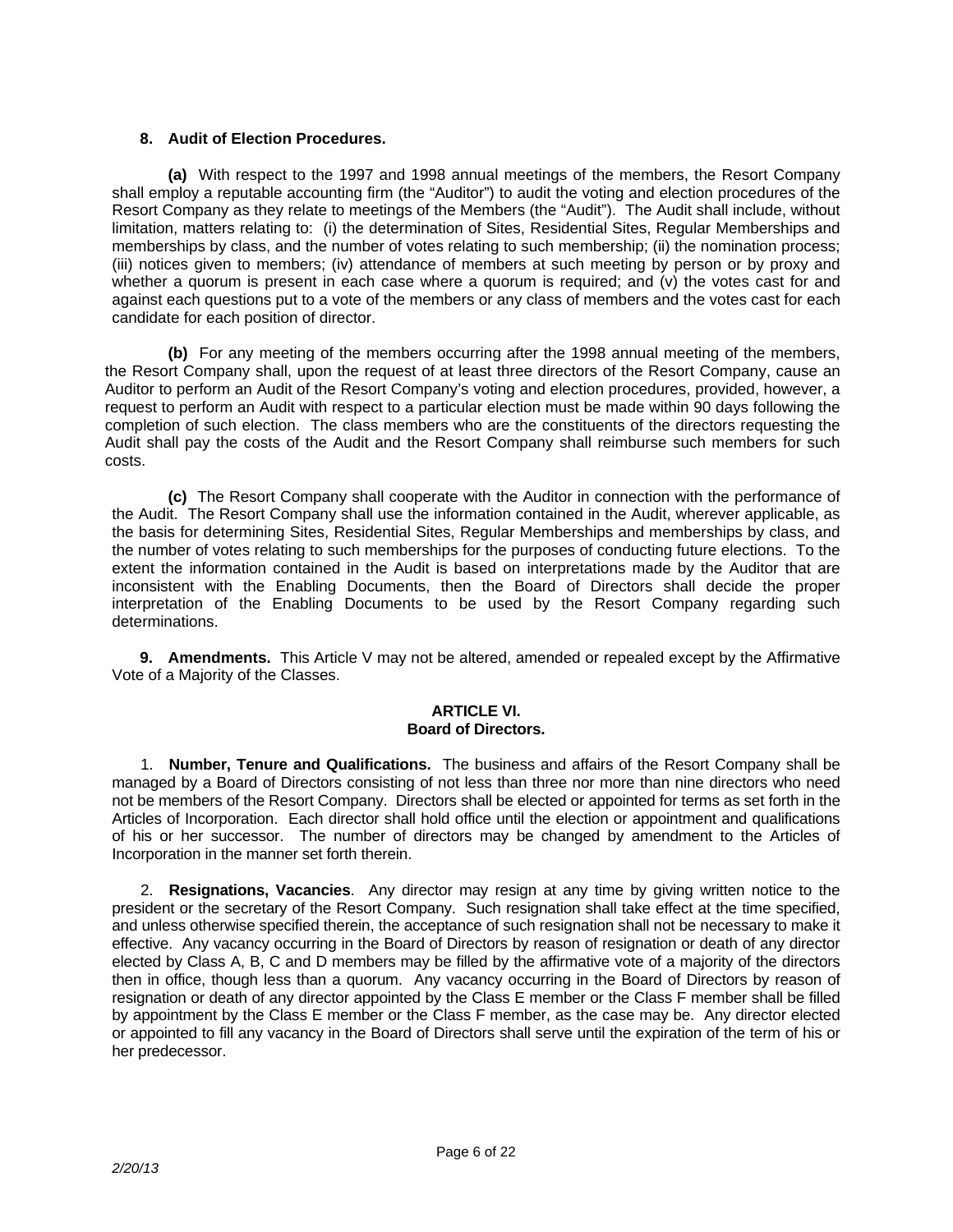**8. Audit of Election Procedures.**

**(a)** With respect to the 1997 and 1998 annual meetings of the members, the Resort Company shall employ a reputable accounting firm (the "Auditor") to audit the voting and election procedures of the Resort Company as they relate to meetings of the Members (the "Audit"). The Audit shall include, without limitation, matters relating to: (i) the determination of Sites, Residential Sites, Regular Memberships and memberships by class, and the number of votes relating to such membership; (ii) the nomination process; (iii) notices given to members; (iv) attendance of members at such meeting by person or by proxy and whether a quorum is present in each case where a quorum is required; and (v) the votes cast for and against each questions put to a vote of the members or any class of members and the votes cast for each candidate for each position of director.

**(b)** For any meeting of the members occurring after the 1998 annual meeting of the members, the Resort Company shall, upon the request of at least three directors of the Resort Company, cause an Auditor to perform an Audit of the Resort Company's voting and election procedures, provided, however, a request to perform an Audit with respect to a particular election must be made within 90 days following the completion of such election. The class members who are the constituents of the directors requesting the Audit shall pay the costs of the Audit and the Resort Company shall reimburse such members for such costs.

**(c)** The Resort Company shall cooperate with the Auditor in connection with the performance of the Audit. The Resort Company shall use the information contained in the Audit, wherever applicable, as the basis for determining Sites, Residential Sites, Regular Memberships and memberships by class, and the number of votes relating to such memberships for the purposes of conducting future elections. To the extent the information contained in the Audit is based on interpretations made by the Auditor that are inconsistent with the Enabling Documents, then the Board of Directors shall decide the proper interpretation of the Enabling Documents to be used by the Resort Company regarding such determinations.

**9. Amendments.** This Article V may not be altered, amended or repealed except by the Affirmative Vote of a Majority of the Classes.

## ARTICLE VI.
## Board of Directors.

1. **Number, Tenure and Qualifications.** The business and affairs of the Resort Company shall be managed by a Board of Directors consisting of not less than three nor more than nine directors who need not be members of the Resort Company. Directors shall be elected or appointed for terms as set forth in the Articles of Incorporation. Each director shall hold office until the election or appointment and qualifications of his or her successor. The number of directors may be changed by amendment to the Articles of Incorporation in the manner set forth therein.

2. **Resignations, Vacancies**. Any director may resign at any time by giving written notice to the president or the secretary of the Resort Company. Such resignation shall take effect at the time specified, and unless otherwise specified therein, the acceptance of such resignation shall not be necessary to make it effective. Any vacancy occurring in the Board of Directors by reason of resignation or death of any director elected by Class A, B, C and D members may be filled by the affirmative vote of a majority of the directors then in office, though less than a quorum. Any vacancy occurring in the Board of Directors by reason of resignation or death of any director appointed by the Class E member or the Class F member shall be filled by appointment by the Class E member or the Class F member, as the case may be. Any director elected or appointed to fill any vacancy in the Board of Directors shall serve until the expiration of the term of his or her predecessor.

*2/20/13*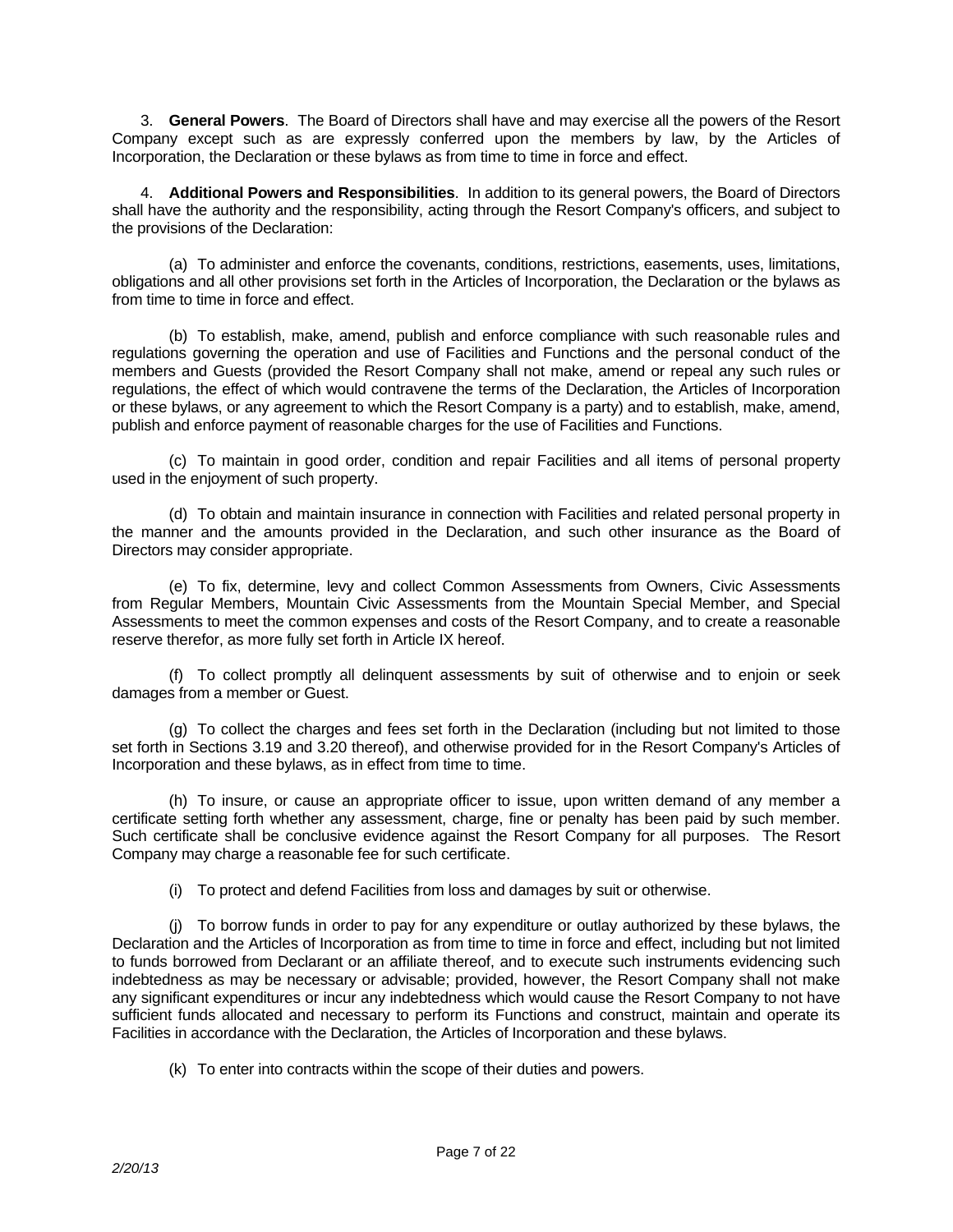3. **General Powers**. The Board of Directors shall have and may exercise all the powers of the Resort Company except such as are expressly conferred upon the members by law, by the Articles of Incorporation, the Declaration or these bylaws as from time to time in force and effect.

4. **Additional Powers and Responsibilities**. In addition to its general powers, the Board of Directors shall have the authority and the responsibility, acting through the Resort Company's officers, and subject to the provisions of the Declaration:

(a) To administer and enforce the covenants, conditions, restrictions, easements, uses, limitations, obligations and all other provisions set forth in the Articles of Incorporation, the Declaration or the bylaws as from time to time in force and effect.

(b) To establish, make, amend, publish and enforce compliance with such reasonable rules and regulations governing the operation and use of Facilities and Functions and the personal conduct of the members and Guests (provided the Resort Company shall not make, amend or repeal any such rules or regulations, the effect of which would contravene the terms of the Declaration, the Articles of Incorporation or these bylaws, or any agreement to which the Resort Company is a party) and to establish, make, amend, publish and enforce payment of reasonable charges for the use of Facilities and Functions.

(c) To maintain in good order, condition and repair Facilities and all items of personal property used in the enjoyment of such property.

(d) To obtain and maintain insurance in connection with Facilities and related personal property in the manner and the amounts provided in the Declaration, and such other insurance as the Board of Directors may consider appropriate.

(e) To fix, determine, levy and collect Common Assessments from Owners, Civic Assessments from Regular Members, Mountain Civic Assessments from the Mountain Special Member, and Special Assessments to meet the common expenses and costs of the Resort Company, and to create a reasonable reserve therefor, as more fully set forth in Article IX hereof.

(f) To collect promptly all delinquent assessments by suit of otherwise and to enjoin or seek damages from a member or Guest.

(g) To collect the charges and fees set forth in the Declaration (including but not limited to those set forth in Sections 3.19 and 3.20 thereof), and otherwise provided for in the Resort Company's Articles of Incorporation and these bylaws, as in effect from time to time.

(h) To insure, or cause an appropriate officer to issue, upon written demand of any member a certificate setting forth whether any assessment, charge, fine or penalty has been paid by such member. Such certificate shall be conclusive evidence against the Resort Company for all purposes. The Resort Company may charge a reasonable fee for such certificate.

(i) To protect and defend Facilities from loss and damages by suit or otherwise.

(j) To borrow funds in order to pay for any expenditure or outlay authorized by these bylaws, the Declaration and the Articles of Incorporation as from time to time in force and effect, including but not limited to funds borrowed from Declarant or an affiliate thereof, and to execute such instruments evidencing such indebtedness as may be necessary or advisable; provided, however, the Resort Company shall not make any significant expenditures or incur any indebtedness which would cause the Resort Company to not have sufficient funds allocated and necessary to perform its Functions and construct, maintain and operate its Facilities in accordance with the Declaration, the Articles of Incorporation and these bylaws.

(k) To enter into contracts within the scope of their duties and powers.

*2/20/13*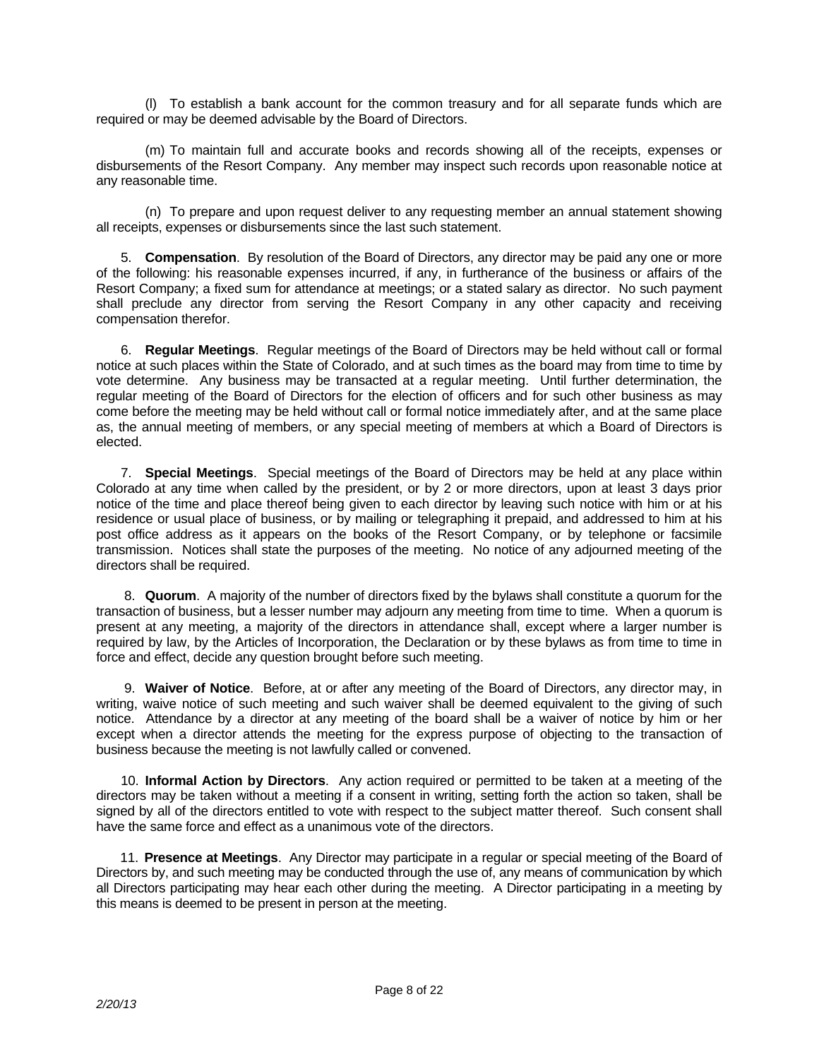(l) To establish a bank account for the common treasury and for all separate funds which are required or may be deemed advisable by the Board of Directors.

(m) To maintain full and accurate books and records showing all of the receipts, expenses or disbursements of the Resort Company. Any member may inspect such records upon reasonable notice at any reasonable time.

(n) To prepare and upon request deliver to any requesting member an annual statement showing all receipts, expenses or disbursements since the last such statement.

5. **Compensation**. By resolution of the Board of Directors, any director may be paid any one or more of the following: his reasonable expenses incurred, if any, in furtherance of the business or affairs of the Resort Company; a fixed sum for attendance at meetings; or a stated salary as director. No such payment shall preclude any director from serving the Resort Company in any other capacity and receiving compensation therefor.

6. **Regular Meetings**. Regular meetings of the Board of Directors may be held without call or formal notice at such places within the State of Colorado, and at such times as the board may from time to time by vote determine. Any business may be transacted at a regular meeting. Until further determination, the regular meeting of the Board of Directors for the election of officers and for such other business as may come before the meeting may be held without call or formal notice immediately after, and at the same place as, the annual meeting of members, or any special meeting of members at which a Board of Directors is elected.

7. **Special Meetings**. Special meetings of the Board of Directors may be held at any place within Colorado at any time when called by the president, or by 2 or more directors, upon at least 3 days prior notice of the time and place thereof being given to each director by leaving such notice with him or at his residence or usual place of business, or by mailing or telegraphing it prepaid, and addressed to him at his post office address as it appears on the books of the Resort Company, or by telephone or facsimile transmission. Notices shall state the purposes of the meeting. No notice of any adjourned meeting of the directors shall be required.

8. **Quorum**. A majority of the number of directors fixed by the bylaws shall constitute a quorum for the transaction of business, but a lesser number may adjourn any meeting from time to time. When a quorum is present at any meeting, a majority of the directors in attendance shall, except where a larger number is required by law, by the Articles of Incorporation, the Declaration or by these bylaws as from time to time in force and effect, decide any question brought before such meeting.

9. **Waiver of Notice**. Before, at or after any meeting of the Board of Directors, any director may, in writing, waive notice of such meeting and such waiver shall be deemed equivalent to the giving of such notice. Attendance by a director at any meeting of the board shall be a waiver of notice by him or her except when a director attends the meeting for the express purpose of objecting to the transaction of business because the meeting is not lawfully called or convened.

10. **Informal Action by Directors**. Any action required or permitted to be taken at a meeting of the directors may be taken without a meeting if a consent in writing, setting forth the action so taken, shall be signed by all of the directors entitled to vote with respect to the subject matter thereof. Such consent shall have the same force and effect as a unanimous vote of the directors.

11. **Presence at Meetings**. Any Director may participate in a regular or special meeting of the Board of Directors by, and such meeting may be conducted through the use of, any means of communication by which all Directors participating may hear each other during the meeting. A Director participating in a meeting by this means is deemed to be present in person at the meeting.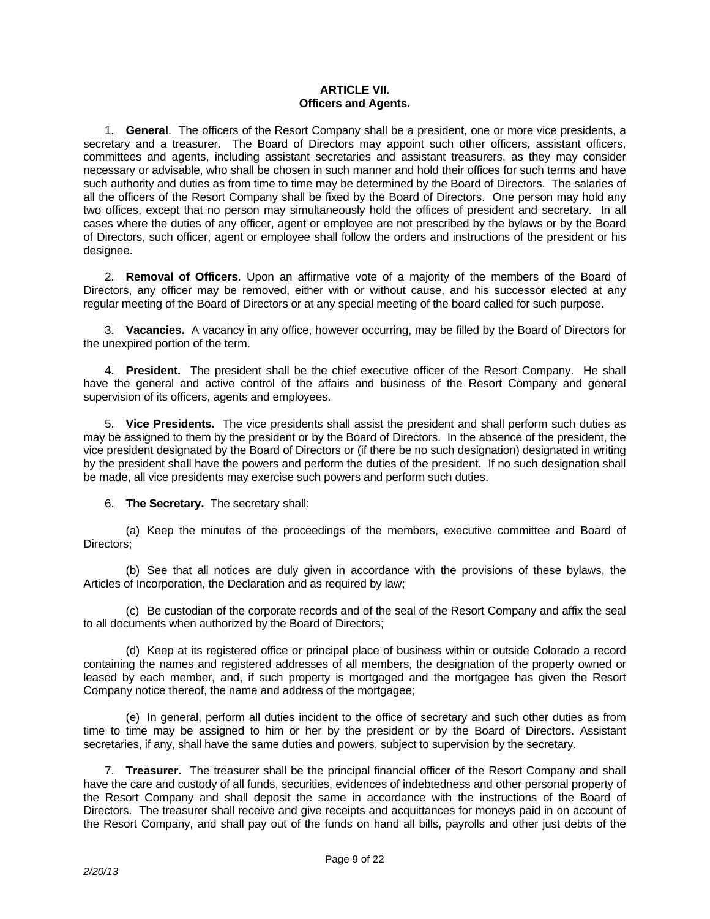## ARTICLE VII.
## Officers and Agents.

1. **General**. The officers of the Resort Company shall be a president, one or more vice presidents, a secretary and a treasurer. The Board of Directors may appoint such other officers, assistant officers, committees and agents, including assistant secretaries and assistant treasurers, as they may consider necessary or advisable, who shall be chosen in such manner and hold their offices for such terms and have such authority and duties as from time to time may be determined by the Board of Directors. The salaries of all the officers of the Resort Company shall be fixed by the Board of Directors. One person may hold any two offices, except that no person may simultaneously hold the offices of president and secretary. In all cases where the duties of any officer, agent or employee are not prescribed by the bylaws or by the Board of Directors, such officer, agent or employee shall follow the orders and instructions of the president or his designee.

2. **Removal of Officers**. Upon an affirmative vote of a majority of the members of the Board of Directors, any officer may be removed, either with or without cause, and his successor elected at any regular meeting of the Board of Directors or at any special meeting of the board called for such purpose.

3. **Vacancies.** A vacancy in any office, however occurring, may be filled by the Board of Directors for the unexpired portion of the term.

4. **President.** The president shall be the chief executive officer of the Resort Company. He shall have the general and active control of the affairs and business of the Resort Company and general supervision of its officers, agents and employees.

5. **Vice Presidents.** The vice presidents shall assist the president and shall perform such duties as may be assigned to them by the president or by the Board of Directors. In the absence of the president, the vice president designated by the Board of Directors or (if there be no such designation) designated in writing by the president shall have the powers and perform the duties of the president. If no such designation shall be made, all vice presidents may exercise such powers and perform such duties.

6. **The Secretary.** The secretary shall:

(a) Keep the minutes of the proceedings of the members, executive committee and Board of Directors;

(b) See that all notices are duly given in accordance with the provisions of these bylaws, the Articles of Incorporation, the Declaration and as required by law;

(c) Be custodian of the corporate records and of the seal of the Resort Company and affix the seal to all documents when authorized by the Board of Directors;

(d) Keep at its registered office or principal place of business within or outside Colorado a record containing the names and registered addresses of all members, the designation of the property owned or leased by each member, and, if such property is mortgaged and the mortgagee has given the Resort Company notice thereof, the name and address of the mortgagee;

(e) In general, perform all duties incident to the office of secretary and such other duties as from time to time may be assigned to him or her by the president or by the Board of Directors. Assistant secretaries, if any, shall have the same duties and powers, subject to supervision by the secretary.

7. **Treasurer.** The treasurer shall be the principal financial officer of the Resort Company and shall have the care and custody of all funds, securities, evidences of indebtedness and other personal property of the Resort Company and shall deposit the same in accordance with the instructions of the Board of Directors. The treasurer shall receive and give receipts and acquittances for moneys paid in on account of the Resort Company, and shall pay out of the funds on hand all bills, payrolls and other just debts of the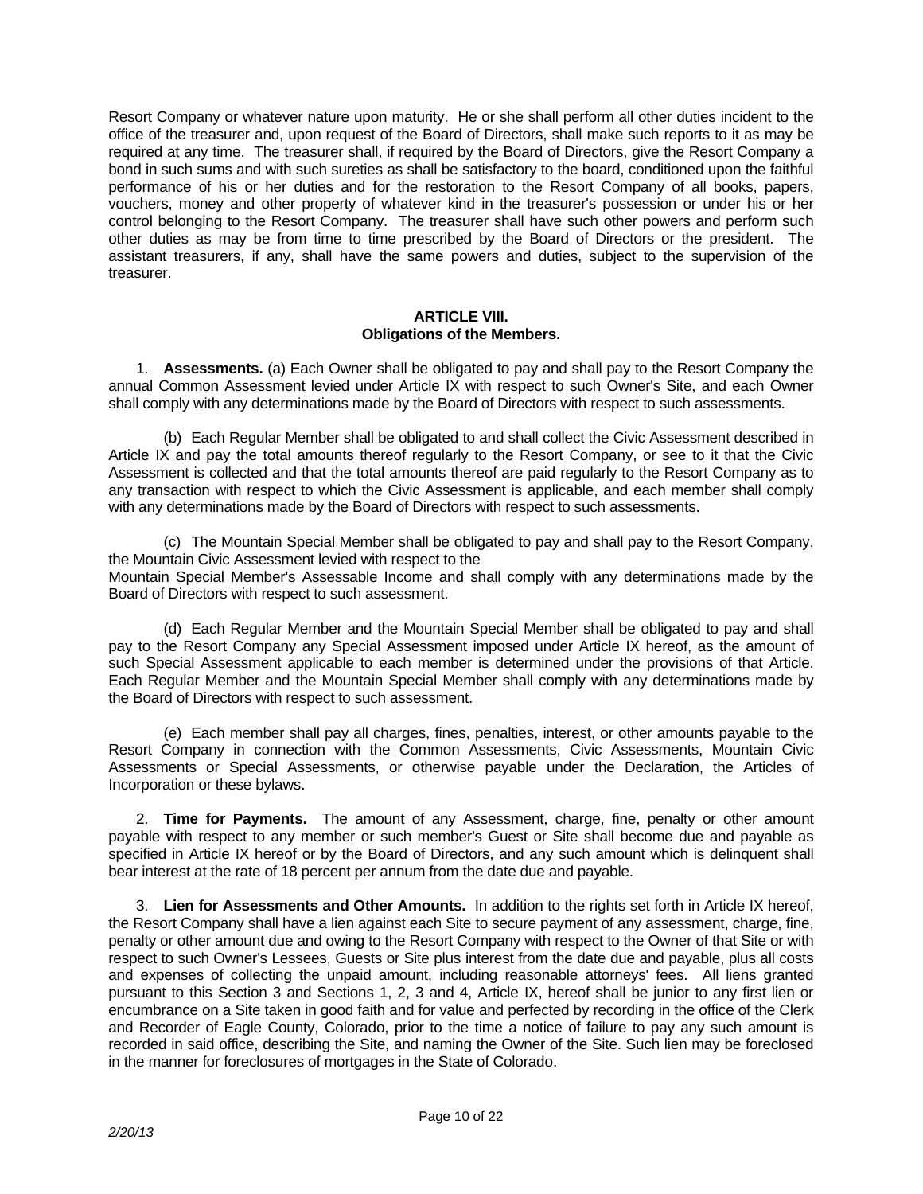Resort Company or whatever nature upon maturity. He or she shall perform all other duties incident to the office of the treasurer and, upon request of the Board of Directors, shall make such reports to it as may be required at any time. The treasurer shall, if required by the Board of Directors, give the Resort Company a bond in such sums and with such sureties as shall be satisfactory to the board, conditioned upon the faithful performance of his or her duties and for the restoration to the Resort Company of all books, papers, vouchers, money and other property of whatever kind in the treasurer's possession or under his or her control belonging to the Resort Company. The treasurer shall have such other powers and perform such other duties as may be from time to time prescribed by the Board of Directors or the president. The assistant treasurers, if any, shall have the same powers and duties, subject to the supervision of the treasurer.

## ARTICLE VIII.
## Obligations of the Members.

1. **Assessments.** (a) Each Owner shall be obligated to pay and shall pay to the Resort Company the annual Common Assessment levied under Article IX with respect to such Owner's Site, and each Owner shall comply with any determinations made by the Board of Directors with respect to such assessments.

(b) Each Regular Member shall be obligated to and shall collect the Civic Assessment described in Article IX and pay the total amounts thereof regularly to the Resort Company, or see to it that the Civic Assessment is collected and that the total amounts thereof are paid regularly to the Resort Company as to any transaction with respect to which the Civic Assessment is applicable, and each member shall comply with any determinations made by the Board of Directors with respect to such assessments.

(c) The Mountain Special Member shall be obligated to pay and shall pay to the Resort Company, the Mountain Civic Assessment levied with respect to the Mountain Special Member's Assessable Income and shall comply with any determinations made by the Board of Directors with respect to such assessment.

(d) Each Regular Member and the Mountain Special Member shall be obligated to pay and shall pay to the Resort Company any Special Assessment imposed under Article IX hereof, as the amount of such Special Assessment applicable to each member is determined under the provisions of that Article. Each Regular Member and the Mountain Special Member shall comply with any determinations made by the Board of Directors with respect to such assessment.

(e) Each member shall pay all charges, fines, penalties, interest, or other amounts payable to the Resort Company in connection with the Common Assessments, Civic Assessments, Mountain Civic Assessments or Special Assessments, or otherwise payable under the Declaration, the Articles of Incorporation or these bylaws.

2. **Time for Payments.** The amount of any Assessment, charge, fine, penalty or other amount payable with respect to any member or such member's Guest or Site shall become due and payable as specified in Article IX hereof or by the Board of Directors, and any such amount which is delinquent shall bear interest at the rate of 18 percent per annum from the date due and payable.

3. **Lien for Assessments and Other Amounts.** In addition to the rights set forth in Article IX hereof, the Resort Company shall have a lien against each Site to secure payment of any assessment, charge, fine, penalty or other amount due and owing to the Resort Company with respect to the Owner of that Site or with respect to such Owner's Lessees, Guests or Site plus interest from the date due and payable, plus all costs and expenses of collecting the unpaid amount, including reasonable attorneys' fees. All liens granted pursuant to this Section 3 and Sections 1, 2, 3 and 4, Article IX, hereof shall be junior to any first lien or encumbrance on a Site taken in good faith and for value and perfected by recording in the office of the Clerk and Recorder of Eagle County, Colorado, prior to the time a notice of failure to pay any such amount is recorded in said office, describing the Site, and naming the Owner of the Site. Such lien may be foreclosed in the manner for foreclosures of mortgages in the State of Colorado.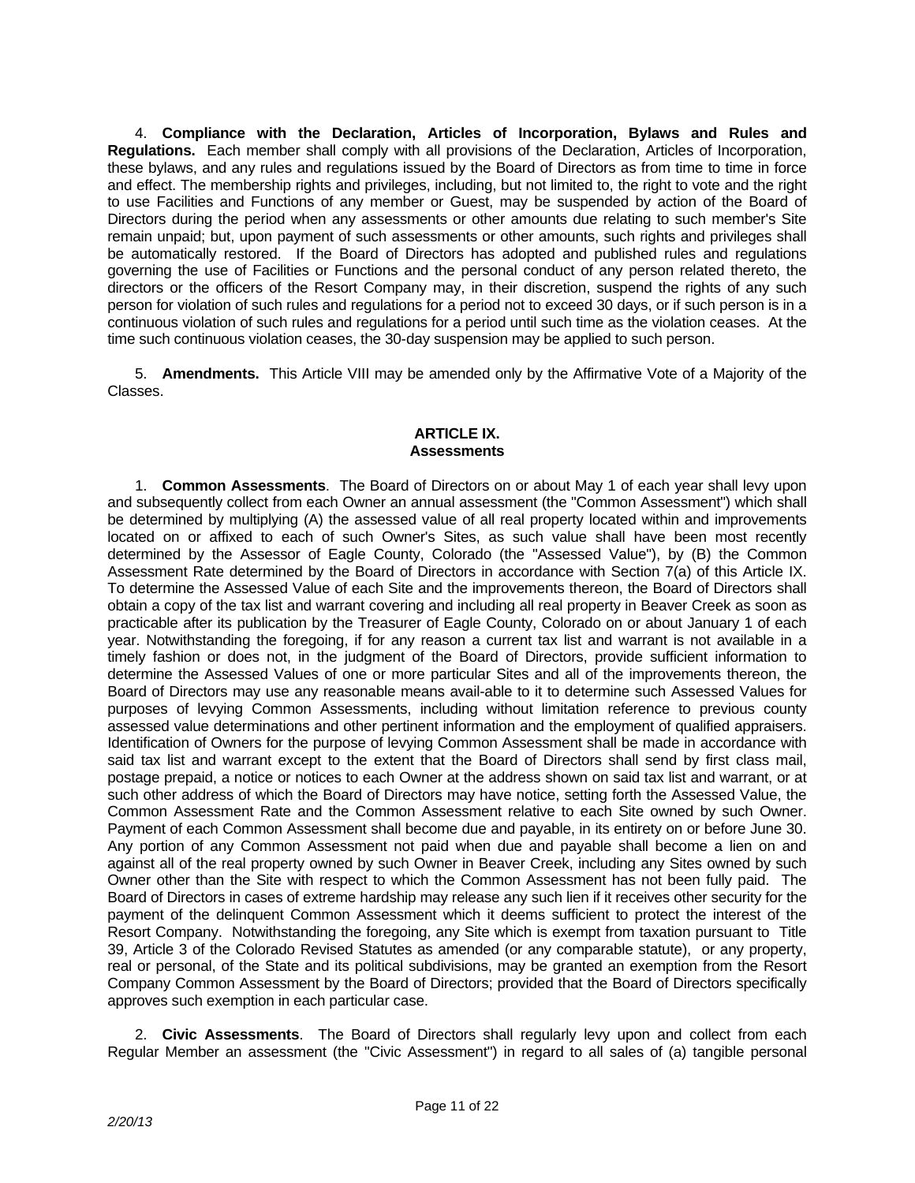4. **Compliance with the Declaration, Articles of Incorporation, Bylaws and Rules and Regulations.** Each member shall comply with all provisions of the Declaration, Articles of Incorporation, these bylaws, and any rules and regulations issued by the Board of Directors as from time to time in force and effect. The membership rights and privileges, including, but not limited to, the right to vote and the right to use Facilities and Functions of any member or Guest, may be suspended by action of the Board of Directors during the period when any assessments or other amounts due relating to such member's Site remain unpaid; but, upon payment of such assessments or other amounts, such rights and privileges shall be automatically restored. If the Board of Directors has adopted and published rules and regulations governing the use of Facilities or Functions and the personal conduct of any person related thereto, the directors or the officers of the Resort Company may, in their discretion, suspend the rights of any such person for violation of such rules and regulations for a period not to exceed 30 days, or if such person is in a continuous violation of such rules and regulations for a period until such time as the violation ceases. At the time such continuous violation ceases, the 30-day suspension may be applied to such person.

5. **Amendments.** This Article VIII may be amended only by the Affirmative Vote of a Majority of the Classes.

## ARTICLE IX.
## Assessments

1. **Common Assessments**. The Board of Directors on or about May 1 of each year shall levy upon and subsequently collect from each Owner an annual assessment (the "Common Assessment") which shall be determined by multiplying (A) the assessed value of all real property located within and improvements located on or affixed to each of such Owner's Sites, as such value shall have been most recently determined by the Assessor of Eagle County, Colorado (the "Assessed Value"), by (B) the Common Assessment Rate determined by the Board of Directors in accordance with Section 7(a) of this Article IX. To determine the Assessed Value of each Site and the improvements thereon, the Board of Directors shall obtain a copy of the tax list and warrant covering and including all real property in Beaver Creek as soon as practicable after its publication by the Treasurer of Eagle County, Colorado on or about January 1 of each year. Notwithstanding the foregoing, if for any reason a current tax list and warrant is not available in a timely fashion or does not, in the judgment of the Board of Directors, provide sufficient information to determine the Assessed Values of one or more particular Sites and all of the improvements thereon, the Board of Directors may use any reasonable means avail-able to it to determine such Assessed Values for purposes of levying Common Assessments, including without limitation reference to previous county assessed value determinations and other pertinent information and the employment of qualified appraisers. Identification of Owners for the purpose of levying Common Assessment shall be made in accordance with said tax list and warrant except to the extent that the Board of Directors shall send by first class mail, postage prepaid, a notice or notices to each Owner at the address shown on said tax list and warrant, or at such other address of which the Board of Directors may have notice, setting forth the Assessed Value, the Common Assessment Rate and the Common Assessment relative to each Site owned by such Owner. Payment of each Common Assessment shall become due and payable, in its entirety on or before June 30. Any portion of any Common Assessment not paid when due and payable shall become a lien on and against all of the real property owned by such Owner in Beaver Creek, including any Sites owned by such Owner other than the Site with respect to which the Common Assessment has not been fully paid. The Board of Directors in cases of extreme hardship may release any such lien if it receives other security for the payment of the delinquent Common Assessment which it deems sufficient to protect the interest of the Resort Company. Notwithstanding the foregoing, any Site which is exempt from taxation pursuant to Title 39, Article 3 of the Colorado Revised Statutes as amended (or any comparable statute), or any property, real or personal, of the State and its political subdivisions, may be granted an exemption from the Resort Company Common Assessment by the Board of Directors; provided that the Board of Directors specifically approves such exemption in each particular case.

2. **Civic Assessments**. The Board of Directors shall regularly levy upon and collect from each Regular Member an assessment (the "Civic Assessment") in regard to all sales of (a) tangible personal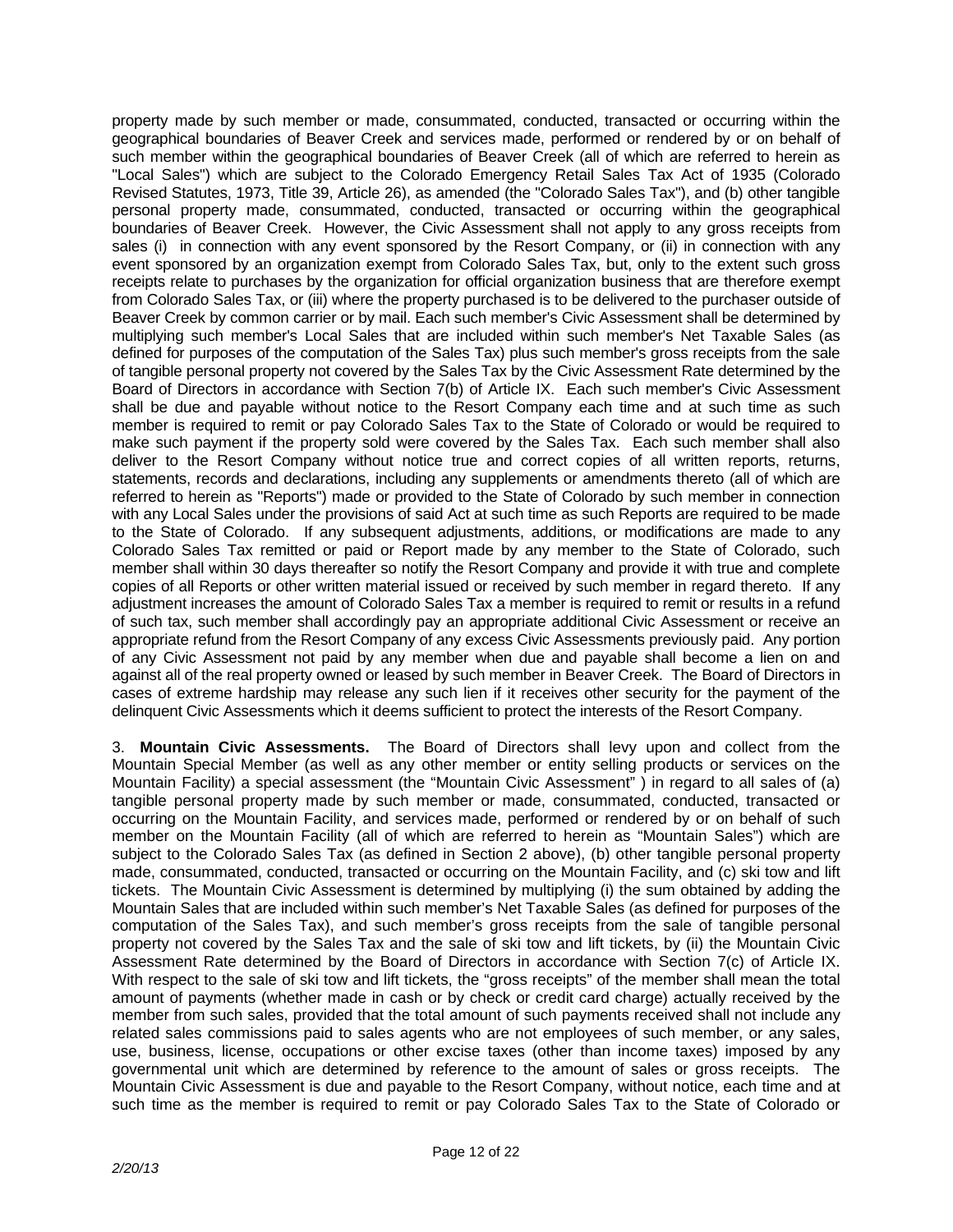property made by such member or made, consummated, conducted, transacted or occurring within the geographical boundaries of Beaver Creek and services made, performed or rendered by or on behalf of such member within the geographical boundaries of Beaver Creek (all of which are referred to herein as "Local Sales") which are subject to the Colorado Emergency Retail Sales Tax Act of 1935 (Colorado Revised Statutes, 1973, Title 39, Article 26), as amended (the "Colorado Sales Tax"), and (b) other tangible personal property made, consummated, conducted, transacted or occurring within the geographical boundaries of Beaver Creek. However, the Civic Assessment shall not apply to any gross receipts from sales (i) in connection with any event sponsored by the Resort Company, or (ii) in connection with any event sponsored by an organization exempt from Colorado Sales Tax, but, only to the extent such gross receipts relate to purchases by the organization for official organization business that are therefore exempt from Colorado Sales Tax, or (iii) where the property purchased is to be delivered to the purchaser outside of Beaver Creek by common carrier or by mail. Each such member's Civic Assessment shall be determined by multiplying such member's Local Sales that are included within such member's Net Taxable Sales (as defined for purposes of the computation of the Sales Tax) plus such member's gross receipts from the sale of tangible personal property not covered by the Sales Tax by the Civic Assessment Rate determined by the Board of Directors in accordance with Section 7(b) of Article IX. Each such member's Civic Assessment shall be due and payable without notice to the Resort Company each time and at such time as such member is required to remit or pay Colorado Sales Tax to the State of Colorado or would be required to make such payment if the property sold were covered by the Sales Tax. Each such member shall also deliver to the Resort Company without notice true and correct copies of all written reports, returns, statements, records and declarations, including any supplements or amendments thereto (all of which are referred to herein as "Reports") made or provided to the State of Colorado by such member in connection with any Local Sales under the provisions of said Act at such time as such Reports are required to be made to the State of Colorado. If any subsequent adjustments, additions, or modifications are made to any Colorado Sales Tax remitted or paid or Report made by any member to the State of Colorado, such member shall within 30 days thereafter so notify the Resort Company and provide it with true and complete copies of all Reports or other written material issued or received by such member in regard thereto. If any adjustment increases the amount of Colorado Sales Tax a member is required to remit or results in a refund of such tax, such member shall accordingly pay an appropriate additional Civic Assessment or receive an appropriate refund from the Resort Company of any excess Civic Assessments previously paid. Any portion of any Civic Assessment not paid by any member when due and payable shall become a lien on and against all of the real property owned or leased by such member in Beaver Creek. The Board of Directors in cases of extreme hardship may release any such lien if it receives other security for the payment of the delinquent Civic Assessments which it deems sufficient to protect the interests of the Resort Company.

3. **Mountain Civic Assessments.** The Board of Directors shall levy upon and collect from the Mountain Special Member (as well as any other member or entity selling products or services on the Mountain Facility) a special assessment (the "Mountain Civic Assessment" ) in regard to all sales of (a) tangible personal property made by such member or made, consummated, conducted, transacted or occurring on the Mountain Facility, and services made, performed or rendered by or on behalf of such member on the Mountain Facility (all of which are referred to herein as "Mountain Sales") which are subject to the Colorado Sales Tax (as defined in Section 2 above), (b) other tangible personal property made, consummated, conducted, transacted or occurring on the Mountain Facility, and (c) ski tow and lift tickets. The Mountain Civic Assessment is determined by multiplying (i) the sum obtained by adding the Mountain Sales that are included within such member's Net Taxable Sales (as defined for purposes of the computation of the Sales Tax), and such member's gross receipts from the sale of tangible personal property not covered by the Sales Tax and the sale of ski tow and lift tickets, by (ii) the Mountain Civic Assessment Rate determined by the Board of Directors in accordance with Section 7(c) of Article IX. With respect to the sale of ski tow and lift tickets, the "gross receipts" of the member shall mean the total amount of payments (whether made in cash or by check or credit card charge) actually received by the member from such sales, provided that the total amount of such payments received shall not include any related sales commissions paid to sales agents who are not employees of such member, or any sales, use, business, license, occupations or other excise taxes (other than income taxes) imposed by any governmental unit which are determined by reference to the amount of sales or gross receipts. The Mountain Civic Assessment is due and payable to the Resort Company, without notice, each time and at such time as the member is required to remit or pay Colorado Sales Tax to the State of Colorado or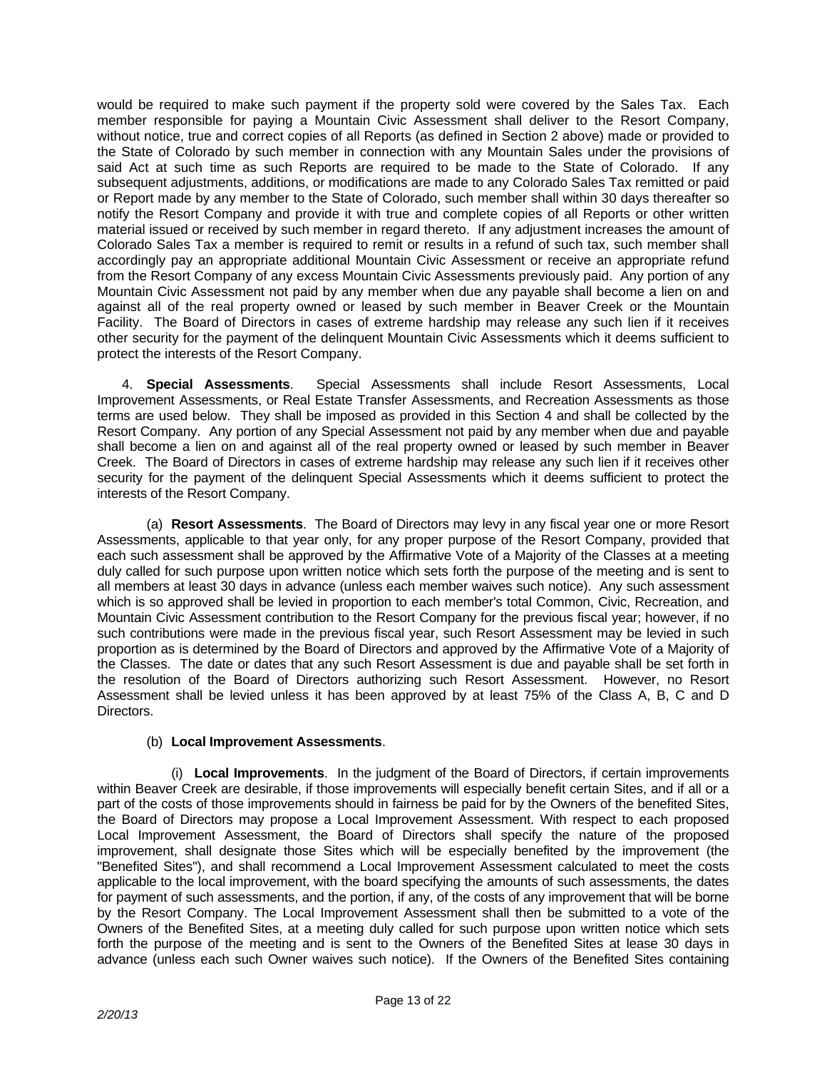would be required to make such payment if the property sold were covered by the Sales Tax. Each member responsible for paying a Mountain Civic Assessment shall deliver to the Resort Company, without notice, true and correct copies of all Reports (as defined in Section 2 above) made or provided to the State of Colorado by such member in connection with any Mountain Sales under the provisions of said Act at such time as such Reports are required to be made to the State of Colorado. If any subsequent adjustments, additions, or modifications are made to any Colorado Sales Tax remitted or paid or Report made by any member to the State of Colorado, such member shall within 30 days thereafter so notify the Resort Company and provide it with true and complete copies of all Reports or other written material issued or received by such member in regard thereto. If any adjustment increases the amount of Colorado Sales Tax a member is required to remit or results in a refund of such tax, such member shall accordingly pay an appropriate additional Mountain Civic Assessment or receive an appropriate refund from the Resort Company of any excess Mountain Civic Assessments previously paid. Any portion of any Mountain Civic Assessment not paid by any member when due any payable shall become a lien on and against all of the real property owned or leased by such member in Beaver Creek or the Mountain Facility. The Board of Directors in cases of extreme hardship may release any such lien if it receives other security for the payment of the delinquent Mountain Civic Assessments which it deems sufficient to protect the interests of the Resort Company.

4. **Special Assessments**. Special Assessments shall include Resort Assessments, Local Improvement Assessments, or Real Estate Transfer Assessments, and Recreation Assessments as those terms are used below. They shall be imposed as provided in this Section 4 and shall be collected by the Resort Company. Any portion of any Special Assessment not paid by any member when due and payable shall become a lien on and against all of the real property owned or leased by such member in Beaver Creek. The Board of Directors in cases of extreme hardship may release any such lien if it receives other security for the payment of the delinquent Special Assessments which it deems sufficient to protect the interests of the Resort Company.

(a) **Resort Assessments**. The Board of Directors may levy in any fiscal year one or more Resort Assessments, applicable to that year only, for any proper purpose of the Resort Company, provided that each such assessment shall be approved by the Affirmative Vote of a Majority of the Classes at a meeting duly called for such purpose upon written notice which sets forth the purpose of the meeting and is sent to all members at least 30 days in advance (unless each member waives such notice). Any such assessment which is so approved shall be levied in proportion to each member's total Common, Civic, Recreation, and Mountain Civic Assessment contribution to the Resort Company for the previous fiscal year; however, if no such contributions were made in the previous fiscal year, such Resort Assessment may be levied in such proportion as is determined by the Board of Directors and approved by the Affirmative Vote of a Majority of the Classes. The date or dates that any such Resort Assessment is due and payable shall be set forth in the resolution of the Board of Directors authorizing such Resort Assessment. However, no Resort Assessment shall be levied unless it has been approved by at least 75% of the Class A, B, C and D Directors.

(b) **Local Improvement Assessments**.

(i) **Local Improvements**. In the judgment of the Board of Directors, if certain improvements within Beaver Creek are desirable, if those improvements will especially benefit certain Sites, and if all or a part of the costs of those improvements should in fairness be paid for by the Owners of the benefited Sites, the Board of Directors may propose a Local Improvement Assessment. With respect to each proposed Local Improvement Assessment, the Board of Directors shall specify the nature of the proposed improvement, shall designate those Sites which will be especially benefited by the improvement (the "Benefited Sites"), and shall recommend a Local Improvement Assessment calculated to meet the costs applicable to the local improvement, with the board specifying the amounts of such assessments, the dates for payment of such assessments, and the portion, if any, of the costs of any improvement that will be borne by the Resort Company. The Local Improvement Assessment shall then be submitted to a vote of the Owners of the Benefited Sites, at a meeting duly called for such purpose upon written notice which sets forth the purpose of the meeting and is sent to the Owners of the Benefited Sites at lease 30 days in advance (unless each such Owner waives such notice). If the Owners of the Benefited Sites containing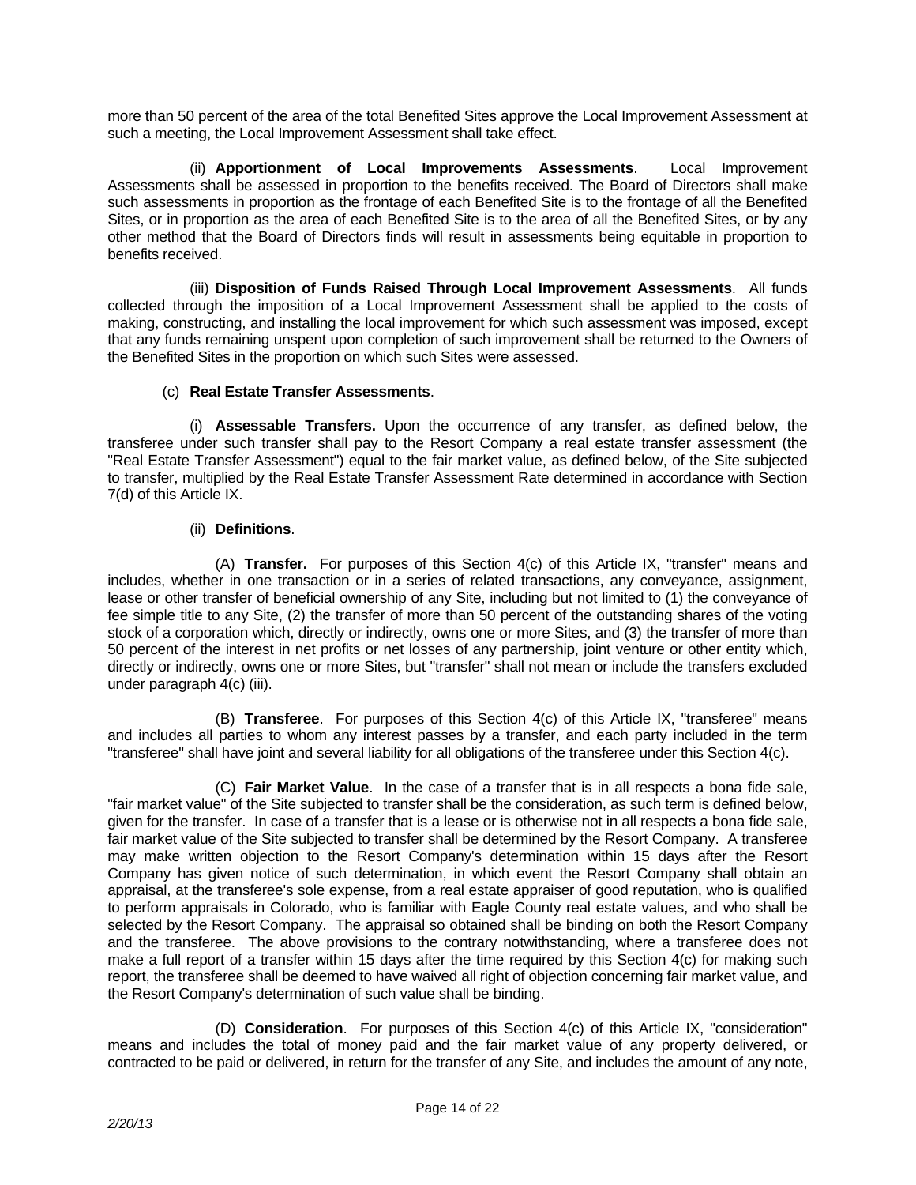more than 50 percent of the area of the total Benefited Sites approve the Local Improvement Assessment at such a meeting, the Local Improvement Assessment shall take effect.

(ii) **Apportionment of Local Improvements Assessments**. Local Improvement Assessments shall be assessed in proportion to the benefits received. The Board of Directors shall make such assessments in proportion as the frontage of each Benefited Site is to the frontage of all the Benefited Sites, or in proportion as the area of each Benefited Site is to the area of all the Benefited Sites, or by any other method that the Board of Directors finds will result in assessments being equitable in proportion to benefits received.

(iii) **Disposition of Funds Raised Through Local Improvement Assessments**. All funds collected through the imposition of a Local Improvement Assessment shall be applied to the costs of making, constructing, and installing the local improvement for which such assessment was imposed, except that any funds remaining unspent upon completion of such improvement shall be returned to the Owners of the Benefited Sites in the proportion on which such Sites were assessed.

(c) **Real Estate Transfer Assessments**.

(i) **Assessable Transfers.** Upon the occurrence of any transfer, as defined below, the transferee under such transfer shall pay to the Resort Company a real estate transfer assessment (the "Real Estate Transfer Assessment") equal to the fair market value, as defined below, of the Site subjected to transfer, multiplied by the Real Estate Transfer Assessment Rate determined in accordance with Section 7(d) of this Article IX.

(ii) **Definitions**.

(A) **Transfer.** For purposes of this Section 4(c) of this Article IX, "transfer" means and includes, whether in one transaction or in a series of related transactions, any conveyance, assignment, lease or other transfer of beneficial ownership of any Site, including but not limited to (1) the conveyance of fee simple title to any Site, (2) the transfer of more than 50 percent of the outstanding shares of the voting stock of a corporation which, directly or indirectly, owns one or more Sites, and (3) the transfer of more than 50 percent of the interest in net profits or net losses of any partnership, joint venture or other entity which, directly or indirectly, owns one or more Sites, but "transfer" shall not mean or include the transfers excluded under paragraph 4(c) (iii).

(B) **Transferee**. For purposes of this Section 4(c) of this Article IX, "transferee" means and includes all parties to whom any interest passes by a transfer, and each party included in the term "transferee" shall have joint and several liability for all obligations of the transferee under this Section 4(c).

(C) **Fair Market Value**. In the case of a transfer that is in all respects a bona fide sale, "fair market value" of the Site subjected to transfer shall be the consideration, as such term is defined below, given for the transfer. In case of a transfer that is a lease or is otherwise not in all respects a bona fide sale, fair market value of the Site subjected to transfer shall be determined by the Resort Company. A transferee may make written objection to the Resort Company's determination within 15 days after the Resort Company has given notice of such determination, in which event the Resort Company shall obtain an appraisal, at the transferee's sole expense, from a real estate appraiser of good reputation, who is qualified to perform appraisals in Colorado, who is familiar with Eagle County real estate values, and who shall be selected by the Resort Company. The appraisal so obtained shall be binding on both the Resort Company and the transferee. The above provisions to the contrary notwithstanding, where a transferee does not make a full report of a transfer within 15 days after the time required by this Section 4(c) for making such report, the transferee shall be deemed to have waived all right of objection concerning fair market value, and the Resort Company's determination of such value shall be binding.

(D) **Consideration**. For purposes of this Section 4(c) of this Article IX, "consideration" means and includes the total of money paid and the fair market value of any property delivered, or contracted to be paid or delivered, in return for the transfer of any Site, and includes the amount of any note,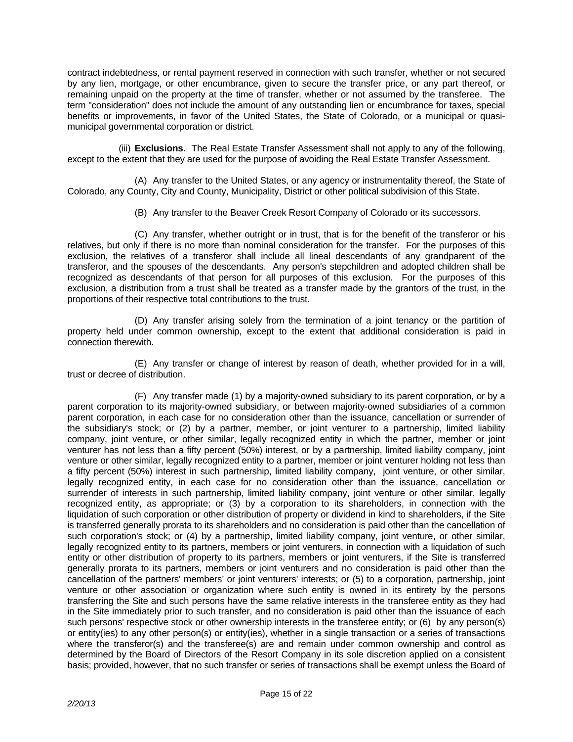contract indebtedness, or rental payment reserved in connection with such transfer, whether or not secured by any lien, mortgage, or other encumbrance, given to secure the transfer price, or any part thereof, or remaining unpaid on the property at the time of transfer, whether or not assumed by the transferee. The term "consideration" does not include the amount of any outstanding lien or encumbrance for taxes, special benefits or improvements, in favor of the United States, the State of Colorado, or a municipal or quasi-municipal governmental corporation or district.

(iii) **Exclusions**. The Real Estate Transfer Assessment shall not apply to any of the following, except to the extent that they are used for the purpose of avoiding the Real Estate Transfer Assessment.

(A) Any transfer to the United States, or any agency or instrumentality thereof, the State of Colorado, any County, City and County, Municipality, District or other political subdivision of this State.

(B) Any transfer to the Beaver Creek Resort Company of Colorado or its successors.

(C) Any transfer, whether outright or in trust, that is for the benefit of the transferor or his relatives, but only if there is no more than nominal consideration for the transfer. For the purposes of this exclusion, the relatives of a transferor shall include all lineal descendants of any grandparent of the transferor, and the spouses of the descendants. Any person's stepchildren and adopted children shall be recognized as descendants of that person for all purposes of this exclusion. For the purposes of this exclusion, a distribution from a trust shall be treated as a transfer made by the grantors of the trust, in the proportions of their respective total contributions to the trust.

(D) Any transfer arising solely from the termination of a joint tenancy or the partition of property held under common ownership, except to the extent that additional consideration is paid in connection therewith.

(E) Any transfer or change of interest by reason of death, whether provided for in a will, trust or decree of distribution.

(F) Any transfer made (1) by a majority-owned subsidiary to its parent corporation, or by a parent corporation to its majority-owned subsidiary, or between majority-owned subsidiaries of a common parent corporation, in each case for no consideration other than the issuance, cancellation or surrender of the subsidiary's stock; or (2) by a partner, member, or joint venturer to a partnership, limited liability company, joint venture, or other similar, legally recognized entity in which the partner, member or joint venturer has not less than a fifty percent (50%) interest, or by a partnership, limited liability company, joint venture or other similar, legally recognized entity to a partner, member or joint venturer holding not less than a fifty percent (50%) interest in such partnership, limited liability company, joint venture, or other similar, legally recognized entity, in each case for no consideration other than the issuance, cancellation or surrender of interests in such partnership, limited liability company, joint venture or other similar, legally recognized entity, as appropriate; or (3) by a corporation to its shareholders, in connection with the liquidation of such corporation or other distribution of property or dividend in kind to shareholders, if the Site is transferred generally prorata to its shareholders and no consideration is paid other than the cancellation of such corporation's stock; or (4) by a partnership, limited liability company, joint venture, or other similar, legally recognized entity to its partners, members or joint venturers, in connection with a liquidation of such entity or other distribution of property to its partners, members or joint venturers, if the Site is transferred generally prorata to its partners, members or joint venturers and no consideration is paid other than the cancellation of the partners' members' or joint venturers' interests; or (5) to a corporation, partnership, joint venture or other association or organization where such entity is owned in its entirety by the persons transferring the Site and such persons have the same relative interests in the transferee entity as they had in the Site immediately prior to such transfer, and no consideration is paid other than the issuance of each such persons' respective stock or other ownership interests in the transferee entity; or (6) by any person(s) or entity(ies) to any other person(s) or entity(ies), whether in a single transaction or a series of transactions where the transferor(s) and the transferee(s) are and remain under common ownership and control as determined by the Board of Directors of the Resort Company in its sole discretion applied on a consistent basis; provided, however, that no such transfer or series of transactions shall be exempt unless the Board of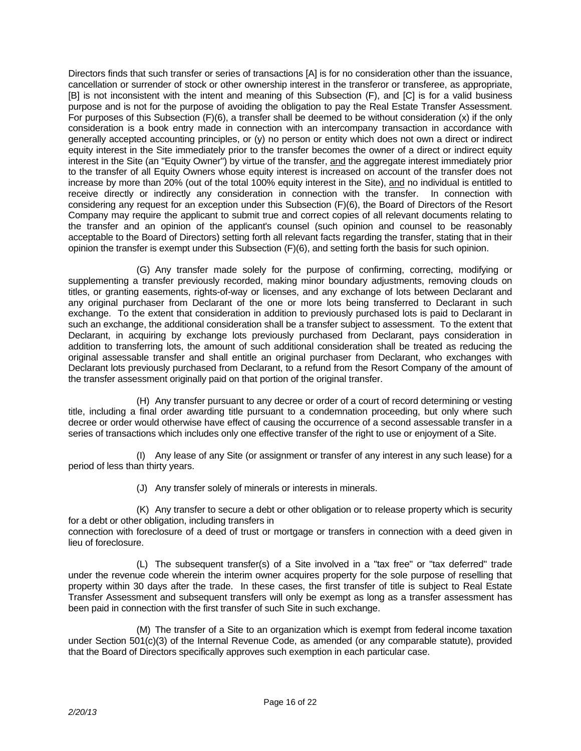Directors finds that such transfer or series of transactions [A] is for no consideration other than the issuance, cancellation or surrender of stock or other ownership interest in the transferor or transferee, as appropriate, [B] is not inconsistent with the intent and meaning of this Subsection (F), and [C] is for a valid business purpose and is not for the purpose of avoiding the obligation to pay the Real Estate Transfer Assessment. For purposes of this Subsection (F)(6), a transfer shall be deemed to be without consideration (x) if the only consideration is a book entry made in connection with an intercompany transaction in accordance with generally accepted accounting principles, or (y) no person or entity which does not own a direct or indirect equity interest in the Site immediately prior to the transfer becomes the owner of a direct or indirect equity interest in the Site (an "Equity Owner") by virtue of the transfer, <u>and</u> the aggregate interest immediately prior to the transfer of all Equity Owners whose equity interest is increased on account of the transfer does not increase by more than 20% (out of the total 100% equity interest in the Site), <u>and</u> no individual is entitled to receive directly or indirectly any consideration in connection with the transfer. In connection with considering any request for an exception under this Subsection (F)(6), the Board of Directors of the Resort Company may require the applicant to submit true and correct copies of all relevant documents relating to the transfer and an opinion of the applicant's counsel (such opinion and counsel to be reasonably acceptable to the Board of Directors) setting forth all relevant facts regarding the transfer, stating that in their opinion the transfer is exempt under this Subsection (F)(6), and setting forth the basis for such opinion.

(G) Any transfer made solely for the purpose of confirming, correcting, modifying or supplementing a transfer previously recorded, making minor boundary adjustments, removing clouds on titles, or granting easements, rights-of-way or licenses, and any exchange of lots between Declarant and any original purchaser from Declarant of the one or more lots being transferred to Declarant in such exchange. To the extent that consideration in addition to previously purchased lots is paid to Declarant in such an exchange, the additional consideration shall be a transfer subject to assessment. To the extent that Declarant, in acquiring by exchange lots previously purchased from Declarant, pays consideration in addition to transferring lots, the amount of such additional consideration shall be treated as reducing the original assessable transfer and shall entitle an original purchaser from Declarant, who exchanges with Declarant lots previously purchased from Declarant, to a refund from the Resort Company of the amount of the transfer assessment originally paid on that portion of the original transfer.

(H) Any transfer pursuant to any decree or order of a court of record determining or vesting title, including a final order awarding title pursuant to a condemnation proceeding, but only where such decree or order would otherwise have effect of causing the occurrence of a second assessable transfer in a series of transactions which includes only one effective transfer of the right to use or enjoyment of a Site.

(I) Any lease of any Site (or assignment or transfer of any interest in any such lease) for a period of less than thirty years.

(J) Any transfer solely of minerals or interests in minerals.

(K) Any transfer to secure a debt or other obligation or to release property which is security for a debt or other obligation, including transfers in connection with foreclosure of a deed of trust or mortgage or transfers in connection with a deed given in lieu of foreclosure.

(L) The subsequent transfer(s) of a Site involved in a "tax free" or "tax deferred" trade under the revenue code wherein the interim owner acquires property for the sole purpose of reselling that property within 30 days after the trade. In these cases, the first transfer of title is subject to Real Estate Transfer Assessment and subsequent transfers will only be exempt as long as a transfer assessment has been paid in connection with the first transfer of such Site in such exchange.

(M) The transfer of a Site to an organization which is exempt from federal income taxation under Section 501(c)(3) of the Internal Revenue Code, as amended (or any comparable statute), provided that the Board of Directors specifically approves such exemption in each particular case.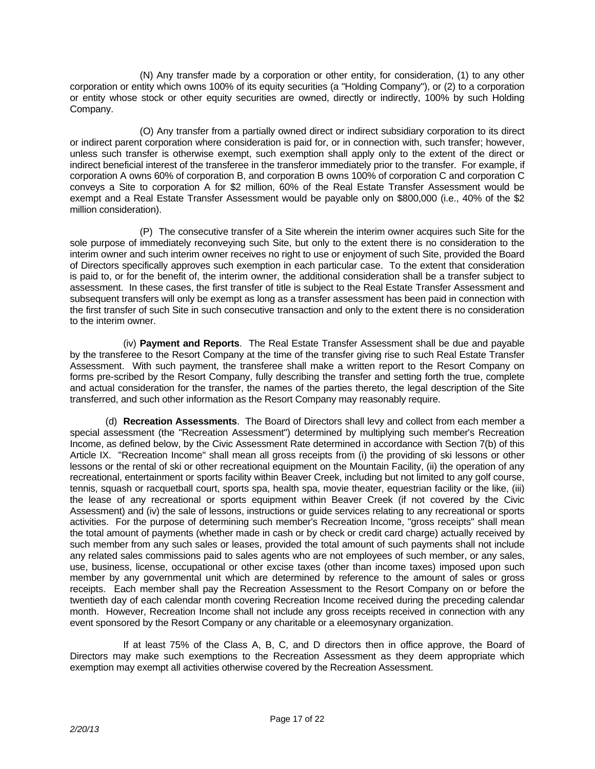(N) Any transfer made by a corporation or other entity, for consideration, (1) to any other corporation or entity which owns 100% of its equity securities (a "Holding Company"), or (2) to a corporation or entity whose stock or other equity securities are owned, directly or indirectly, 100% by such Holding Company.

(O) Any transfer from a partially owned direct or indirect subsidiary corporation to its direct or indirect parent corporation where consideration is paid for, or in connection with, such transfer; however, unless such transfer is otherwise exempt, such exemption shall apply only to the extent of the direct or indirect beneficial interest of the transferee in the transferor immediately prior to the transfer. For example, if corporation A owns 60% of corporation B, and corporation B owns 100% of corporation C and corporation C conveys a Site to corporation A for $2 million, 60% of the Real Estate Transfer Assessment would be exempt and a Real Estate Transfer Assessment would be payable only on $800,000 (i.e., 40% of the $2 million consideration).

(P) The consecutive transfer of a Site wherein the interim owner acquires such Site for the sole purpose of immediately reconveying such Site, but only to the extent there is no consideration to the interim owner and such interim owner receives no right to use or enjoyment of such Site, provided the Board of Directors specifically approves such exemption in each particular case. To the extent that consideration is paid to, or for the benefit of, the interim owner, the additional consideration shall be a transfer subject to assessment. In these cases, the first transfer of title is subject to the Real Estate Transfer Assessment and subsequent transfers will only be exempt as long as a transfer assessment has been paid in connection with the first transfer of such Site in such consecutive transaction and only to the extent there is no consideration to the interim owner.

(iv) **Payment and Reports**. The Real Estate Transfer Assessment shall be due and payable by the transferee to the Resort Company at the time of the transfer giving rise to such Real Estate Transfer Assessment. With such payment, the transferee shall make a written report to the Resort Company on forms pre-scribed by the Resort Company, fully describing the transfer and setting forth the true, complete and actual consideration for the transfer, the names of the parties thereto, the legal description of the Site transferred, and such other information as the Resort Company may reasonably require.

(d) **Recreation Assessments**. The Board of Directors shall levy and collect from each member a special assessment (the "Recreation Assessment") determined by multiplying such member's Recreation Income, as defined below, by the Civic Assessment Rate determined in accordance with Section 7(b) of this Article IX. "Recreation Income" shall mean all gross receipts from (i) the providing of ski lessons or other lessons or the rental of ski or other recreational equipment on the Mountain Facility, (ii) the operation of any recreational, entertainment or sports facility within Beaver Creek, including but not limited to any golf course, tennis, squash or racquetball court, sports spa, health spa, movie theater, equestrian facility or the like, (iii) the lease of any recreational or sports equipment within Beaver Creek (if not covered by the Civic Assessment) and (iv) the sale of lessons, instructions or guide services relating to any recreational or sports activities. For the purpose of determining such member's Recreation Income, "gross receipts" shall mean the total amount of payments (whether made in cash or by check or credit card charge) actually received by such member from any such sales or leases, provided the total amount of such payments shall not include any related sales commissions paid to sales agents who are not employees of such member, or any sales, use, business, license, occupational or other excise taxes (other than income taxes) imposed upon such member by any governmental unit which are determined by reference to the amount of sales or gross receipts. Each member shall pay the Recreation Assessment to the Resort Company on or before the twentieth day of each calendar month covering Recreation Income received during the preceding calendar month. However, Recreation Income shall not include any gross receipts received in connection with any event sponsored by the Resort Company or any charitable or a eleemosynary organization.

If at least 75% of the Class A, B, C, and D directors then in office approve, the Board of Directors may make such exemptions to the Recreation Assessment as they deem appropriate which exemption may exempt all activities otherwise covered by the Recreation Assessment.

*2/20/13*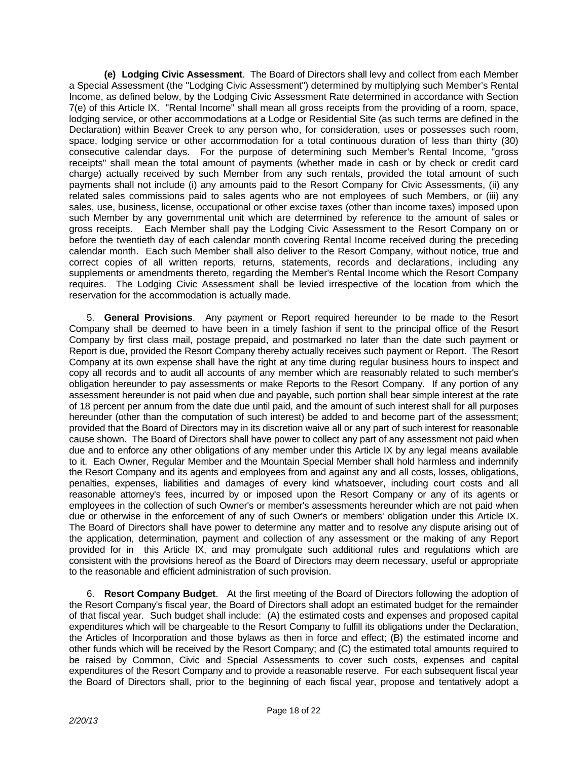**(e) Lodging Civic Assessment**. The Board of Directors shall levy and collect from each Member a Special Assessment (the "Lodging Civic Assessment") determined by multiplying such Member's Rental Income, as defined below, by the Lodging Civic Assessment Rate determined in accordance with Section 7(e) of this Article IX. "Rental Income" shall mean all gross receipts from the providing of a room, space, lodging service, or other accommodations at a Lodge or Residential Site (as such terms are defined in the Declaration) within Beaver Creek to any person who, for consideration, uses or possesses such room, space, lodging service or other accommodation for a total continuous duration of less than thirty (30) consecutive calendar days. For the purpose of determining such Member's Rental Income, "gross receipts" shall mean the total amount of payments (whether made in cash or by check or credit card charge) actually received by such Member from any such rentals, provided the total amount of such payments shall not include (i) any amounts paid to the Resort Company for Civic Assessments, (ii) any related sales commissions paid to sales agents who are not employees of such Members, or (iii) any sales, use, business, license, occupational or other excise taxes (other than income taxes) imposed upon such Member by any governmental unit which are determined by reference to the amount of sales or gross receipts. Each Member shall pay the Lodging Civic Assessment to the Resort Company on or before the twentieth day of each calendar month covering Rental Income received during the preceding calendar month. Each such Member shall also deliver to the Resort Company, without notice, true and correct copies of all written reports, returns, statements, records and declarations, including any supplements or amendments thereto, regarding the Member's Rental Income which the Resort Company requires. The Lodging Civic Assessment shall be levied irrespective of the location from which the reservation for the accommodation is actually made.

5. **General Provisions**. Any payment or Report required hereunder to be made to the Resort Company shall be deemed to have been in a timely fashion if sent to the principal office of the Resort Company by first class mail, postage prepaid, and postmarked no later than the date such payment or Report is due, provided the Resort Company thereby actually receives such payment or Report. The Resort Company at its own expense shall have the right at any time during regular business hours to inspect and copy all records and to audit all accounts of any member which are reasonably related to such member's obligation hereunder to pay assessments or make Reports to the Resort Company. If any portion of any assessment hereunder is not paid when due and payable, such portion shall bear simple interest at the rate of 18 percent per annum from the date due until paid, and the amount of such interest shall for all purposes hereunder (other than the computation of such interest) be added to and become part of the assessment; provided that the Board of Directors may in its discretion waive all or any part of such interest for reasonable cause shown. The Board of Directors shall have power to collect any part of any assessment not paid when due and to enforce any other obligations of any member under this Article IX by any legal means available to it. Each Owner, Regular Member and the Mountain Special Member shall hold harmless and indemnify the Resort Company and its agents and employees from and against any and all costs, losses, obligations, penalties, expenses, liabilities and damages of every kind whatsoever, including court costs and all reasonable attorney's fees, incurred by or imposed upon the Resort Company or any of its agents or employees in the collection of such Owner's or member's assessments hereunder which are not paid when due or otherwise in the enforcement of any of such Owner's or members' obligation under this Article IX. The Board of Directors shall have power to determine any matter and to resolve any dispute arising out of the application, determination, payment and collection of any assessment or the making of any Report provided for in this Article IX, and may promulgate such additional rules and regulations which are consistent with the provisions hereof as the Board of Directors may deem necessary, useful or appropriate to the reasonable and efficient administration of such provision.

6. **Resort Company Budget**. At the first meeting of the Board of Directors following the adoption of the Resort Company's fiscal year, the Board of Directors shall adopt an estimated budget for the remainder of that fiscal year. Such budget shall include: (A) the estimated costs and expenses and proposed capital expenditures which will be chargeable to the Resort Company to fulfill its obligations under the Declaration, the Articles of Incorporation and those bylaws as then in force and effect; (B) the estimated income and other funds which will be received by the Resort Company; and (C) the estimated total amounts required to be raised by Common, Civic and Special Assessments to cover such costs, expenses and capital expenditures of the Resort Company and to provide a reasonable reserve. For each subsequent fiscal year the Board of Directors shall, prior to the beginning of each fiscal year, propose and tentatively adopt a

*2/20/13*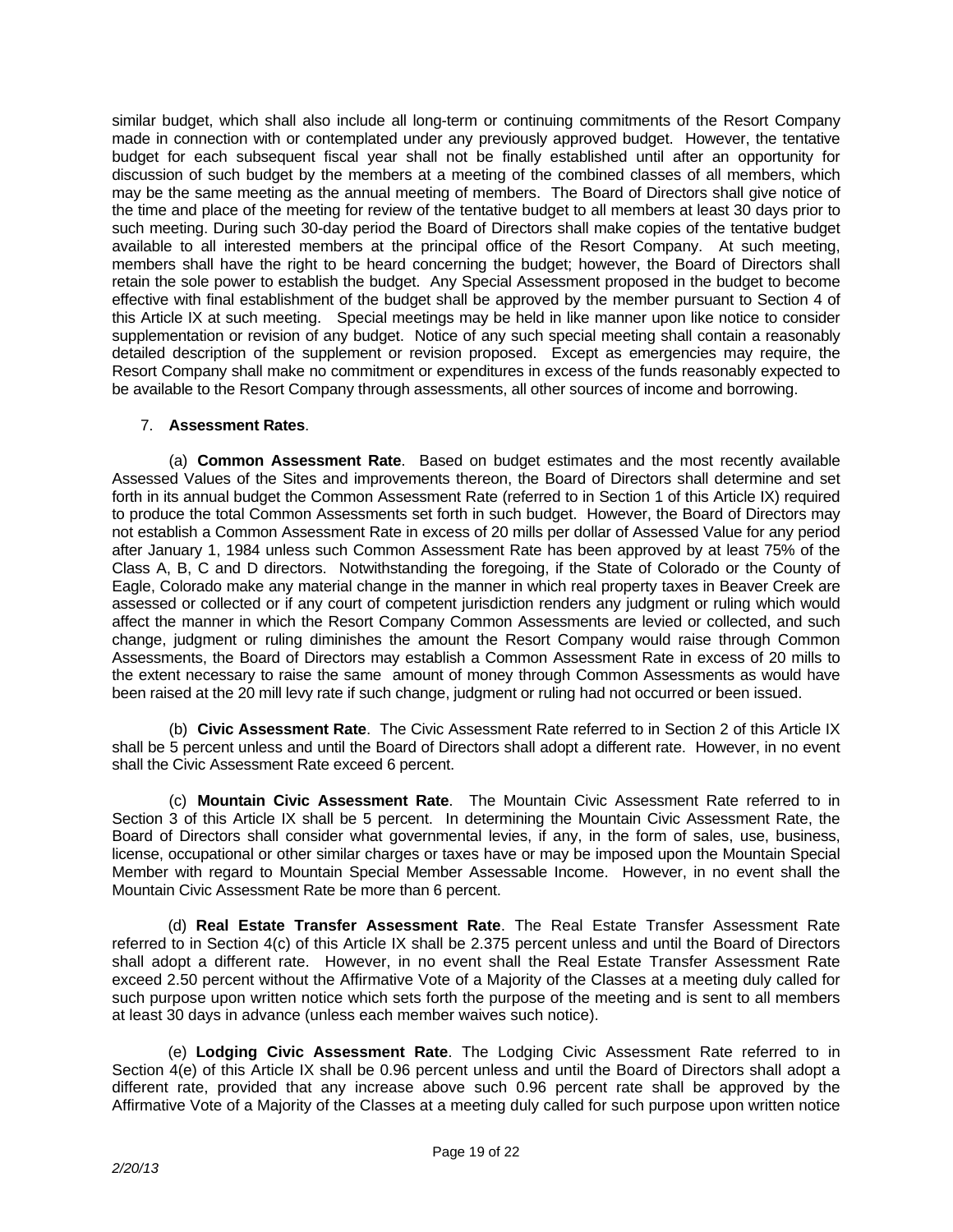similar budget, which shall also include all long-term or continuing commitments of the Resort Company made in connection with or contemplated under any previously approved budget. However, the tentative budget for each subsequent fiscal year shall not be finally established until after an opportunity for discussion of such budget by the members at a meeting of the combined classes of all members, which may be the same meeting as the annual meeting of members. The Board of Directors shall give notice of the time and place of the meeting for review of the tentative budget to all members at least 30 days prior to such meeting. During such 30-day period the Board of Directors shall make copies of the tentative budget available to all interested members at the principal office of the Resort Company. At such meeting, members shall have the right to be heard concerning the budget; however, the Board of Directors shall retain the sole power to establish the budget. Any Special Assessment proposed in the budget to become effective with final establishment of the budget shall be approved by the member pursuant to Section 4 of this Article IX at such meeting. Special meetings may be held in like manner upon like notice to consider supplementation or revision of any budget. Notice of any such special meeting shall contain a reasonably detailed description of the supplement or revision proposed. Except as emergencies may require, the Resort Company shall make no commitment or expenditures in excess of the funds reasonably expected to be available to the Resort Company through assessments, all other sources of income and borrowing.

7. **Assessment Rates**.

(a) **Common Assessment Rate**. Based on budget estimates and the most recently available Assessed Values of the Sites and improvements thereon, the Board of Directors shall determine and set forth in its annual budget the Common Assessment Rate (referred to in Section 1 of this Article IX) required to produce the total Common Assessments set forth in such budget. However, the Board of Directors may not establish a Common Assessment Rate in excess of 20 mills per dollar of Assessed Value for any period after January 1, 1984 unless such Common Assessment Rate has been approved by at least 75% of the Class A, B, C and D directors. Notwithstanding the foregoing, if the State of Colorado or the County of Eagle, Colorado make any material change in the manner in which real property taxes in Beaver Creek are assessed or collected or if any court of competent jurisdiction renders any judgment or ruling which would affect the manner in which the Resort Company Common Assessments are levied or collected, and such change, judgment or ruling diminishes the amount the Resort Company would raise through Common Assessments, the Board of Directors may establish a Common Assessment Rate in excess of 20 mills to the extent necessary to raise the same amount of money through Common Assessments as would have been raised at the 20 mill levy rate if such change, judgment or ruling had not occurred or been issued.

(b) **Civic Assessment Rate**. The Civic Assessment Rate referred to in Section 2 of this Article IX shall be 5 percent unless and until the Board of Directors shall adopt a different rate. However, in no event shall the Civic Assessment Rate exceed 6 percent.

(c) **Mountain Civic Assessment Rate**. The Mountain Civic Assessment Rate referred to in Section 3 of this Article IX shall be 5 percent. In determining the Mountain Civic Assessment Rate, the Board of Directors shall consider what governmental levies, if any, in the form of sales, use, business, license, occupational or other similar charges or taxes have or may be imposed upon the Mountain Special Member with regard to Mountain Special Member Assessable Income. However, in no event shall the Mountain Civic Assessment Rate be more than 6 percent.

(d) **Real Estate Transfer Assessment Rate**. The Real Estate Transfer Assessment Rate referred to in Section 4(c) of this Article IX shall be 2.375 percent unless and until the Board of Directors shall adopt a different rate. However, in no event shall the Real Estate Transfer Assessment Rate exceed 2.50 percent without the Affirmative Vote of a Majority of the Classes at a meeting duly called for such purpose upon written notice which sets forth the purpose of the meeting and is sent to all members at least 30 days in advance (unless each member waives such notice).

(e) **Lodging Civic Assessment Rate**. The Lodging Civic Assessment Rate referred to in Section 4(e) of this Article IX shall be 0.96 percent unless and until the Board of Directors shall adopt a different rate, provided that any increase above such 0.96 percent rate shall be approved by the Affirmative Vote of a Majority of the Classes at a meeting duly called for such purpose upon written notice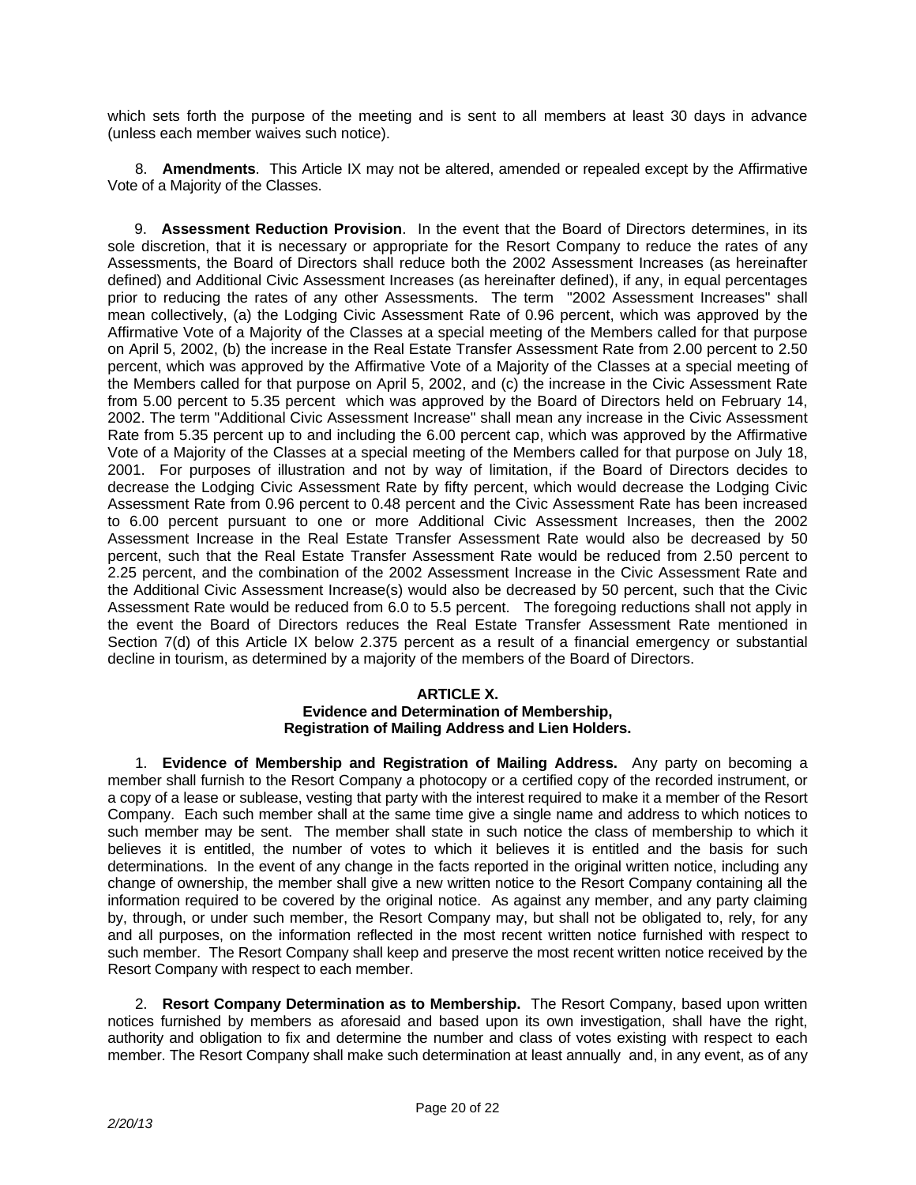which sets forth the purpose of the meeting and is sent to all members at least 30 days in advance (unless each member waives such notice).

8. **Amendments**. This Article IX may not be altered, amended or repealed except by the Affirmative Vote of a Majority of the Classes.

9. **Assessment Reduction Provision**. In the event that the Board of Directors determines, in its sole discretion, that it is necessary or appropriate for the Resort Company to reduce the rates of any Assessments, the Board of Directors shall reduce both the 2002 Assessment Increases (as hereinafter defined) and Additional Civic Assessment Increases (as hereinafter defined), if any, in equal percentages prior to reducing the rates of any other Assessments. The term "2002 Assessment Increases" shall mean collectively, (a) the Lodging Civic Assessment Rate of 0.96 percent, which was approved by the Affirmative Vote of a Majority of the Classes at a special meeting of the Members called for that purpose on April 5, 2002, (b) the increase in the Real Estate Transfer Assessment Rate from 2.00 percent to 2.50 percent, which was approved by the Affirmative Vote of a Majority of the Classes at a special meeting of the Members called for that purpose on April 5, 2002, and (c) the increase in the Civic Assessment Rate from 5.00 percent to 5.35 percent which was approved by the Board of Directors held on February 14, 2002. The term "Additional Civic Assessment Increase" shall mean any increase in the Civic Assessment Rate from 5.35 percent up to and including the 6.00 percent cap, which was approved by the Affirmative Vote of a Majority of the Classes at a special meeting of the Members called for that purpose on July 18, 2001. For purposes of illustration and not by way of limitation, if the Board of Directors decides to decrease the Lodging Civic Assessment Rate by fifty percent, which would decrease the Lodging Civic Assessment Rate from 0.96 percent to 0.48 percent and the Civic Assessment Rate has been increased to 6.00 percent pursuant to one or more Additional Civic Assessment Increases, then the 2002 Assessment Increase in the Real Estate Transfer Assessment Rate would also be decreased by 50 percent, such that the Real Estate Transfer Assessment Rate would be reduced from 2.50 percent to 2.25 percent, and the combination of the 2002 Assessment Increase in the Civic Assessment Rate and the Additional Civic Assessment Increase(s) would also be decreased by 50 percent, such that the Civic Assessment Rate would be reduced from 6.0 to 5.5 percent. The foregoing reductions shall not apply in the event the Board of Directors reduces the Real Estate Transfer Assessment Rate mentioned in Section 7(d) of this Article IX below 2.375 percent as a result of a financial emergency or substantial decline in tourism, as determined by a majority of the members of the Board of Directors.

## ARTICLE X.
## Evidence and Determination of Membership, Registration of Mailing Address and Lien Holders.

1. **Evidence of Membership and Registration of Mailing Address.** Any party on becoming a member shall furnish to the Resort Company a photocopy or a certified copy of the recorded instrument, or a copy of a lease or sublease, vesting that party with the interest required to make it a member of the Resort Company. Each such member shall at the same time give a single name and address to which notices to such member may be sent. The member shall state in such notice the class of membership to which it believes it is entitled, the number of votes to which it believes it is entitled and the basis for such determinations. In the event of any change in the facts reported in the original written notice, including any change of ownership, the member shall give a new written notice to the Resort Company containing all the information required to be covered by the original notice. As against any member, and any party claiming by, through, or under such member, the Resort Company may, but shall not be obligated to, rely, for any and all purposes, on the information reflected in the most recent written notice furnished with respect to such member. The Resort Company shall keep and preserve the most recent written notice received by the Resort Company with respect to each member.

2. **Resort Company Determination as to Membership.** The Resort Company, based upon written notices furnished by members as aforesaid and based upon its own investigation, shall have the right, authority and obligation to fix and determine the number and class of votes existing with respect to each member. The Resort Company shall make such determination at least annually and, in any event, as of any

*2/20/13*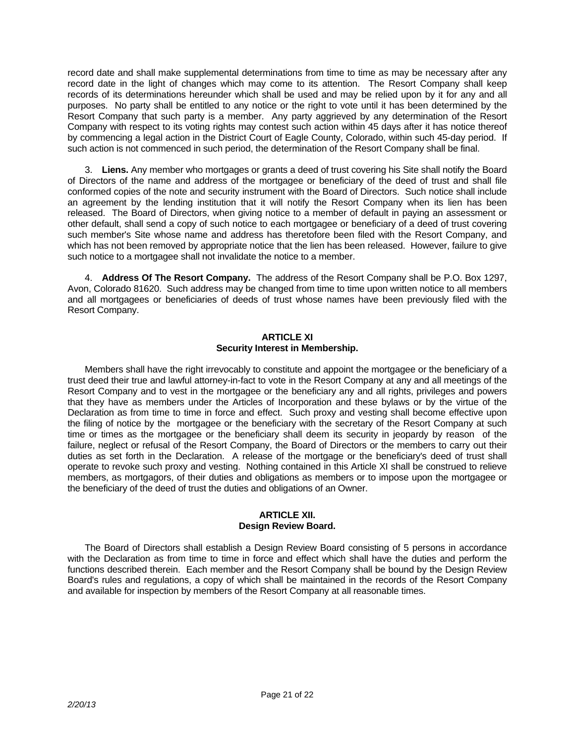record date and shall make supplemental determinations from time to time as may be necessary after any record date in the light of changes which may come to its attention. The Resort Company shall keep records of its determinations hereunder which shall be used and may be relied upon by it for any and all purposes. No party shall be entitled to any notice or the right to vote until it has been determined by the Resort Company that such party is a member. Any party aggrieved by any determination of the Resort Company with respect to its voting rights may contest such action within 45 days after it has notice thereof by commencing a legal action in the District Court of Eagle County, Colorado, within such 45-day period. If such action is not commenced in such period, the determination of the Resort Company shall be final.

3. **Liens.** Any member who mortgages or grants a deed of trust covering his Site shall notify the Board of Directors of the name and address of the mortgagee or beneficiary of the deed of trust and shall file conformed copies of the note and security instrument with the Board of Directors. Such notice shall include an agreement by the lending institution that it will notify the Resort Company when its lien has been released. The Board of Directors, when giving notice to a member of default in paying an assessment or other default, shall send a copy of such notice to each mortgagee or beneficiary of a deed of trust covering such member's Site whose name and address has theretofore been filed with the Resort Company, and which has not been removed by appropriate notice that the lien has been released. However, failure to give such notice to a mortgagee shall not invalidate the notice to a member.

4. **Address Of The Resort Company.** The address of the Resort Company shall be P.O. Box 1297, Avon, Colorado 81620. Such address may be changed from time to time upon written notice to all members and all mortgagees or beneficiaries of deeds of trust whose names have been previously filed with the Resort Company.

## ARTICLE XI
## Security Interest in Membership.

Members shall have the right irrevocably to constitute and appoint the mortgagee or the beneficiary of a trust deed their true and lawful attorney-in-fact to vote in the Resort Company at any and all meetings of the Resort Company and to vest in the mortgagee or the beneficiary any and all rights, privileges and powers that they have as members under the Articles of Incorporation and these bylaws or by the virtue of the Declaration as from time to time in force and effect. Such proxy and vesting shall become effective upon the filing of notice by the mortgagee or the beneficiary with the secretary of the Resort Company at such time or times as the mortgagee or the beneficiary shall deem its security in jeopardy by reason of the failure, neglect or refusal of the Resort Company, the Board of Directors or the members to carry out their duties as set forth in the Declaration. A release of the mortgage or the beneficiary's deed of trust shall operate to revoke such proxy and vesting. Nothing contained in this Article XI shall be construed to relieve members, as mortgagors, of their duties and obligations as members or to impose upon the mortgagee or the beneficiary of the deed of trust the duties and obligations of an Owner.

## ARTICLE XII.
## Design Review Board.

The Board of Directors shall establish a Design Review Board consisting of 5 persons in accordance with the Declaration as from time to time in force and effect which shall have the duties and perform the functions described therein. Each member and the Resort Company shall be bound by the Design Review Board's rules and regulations, a copy of which shall be maintained in the records of the Resort Company and available for inspection by members of the Resort Company at all reasonable times.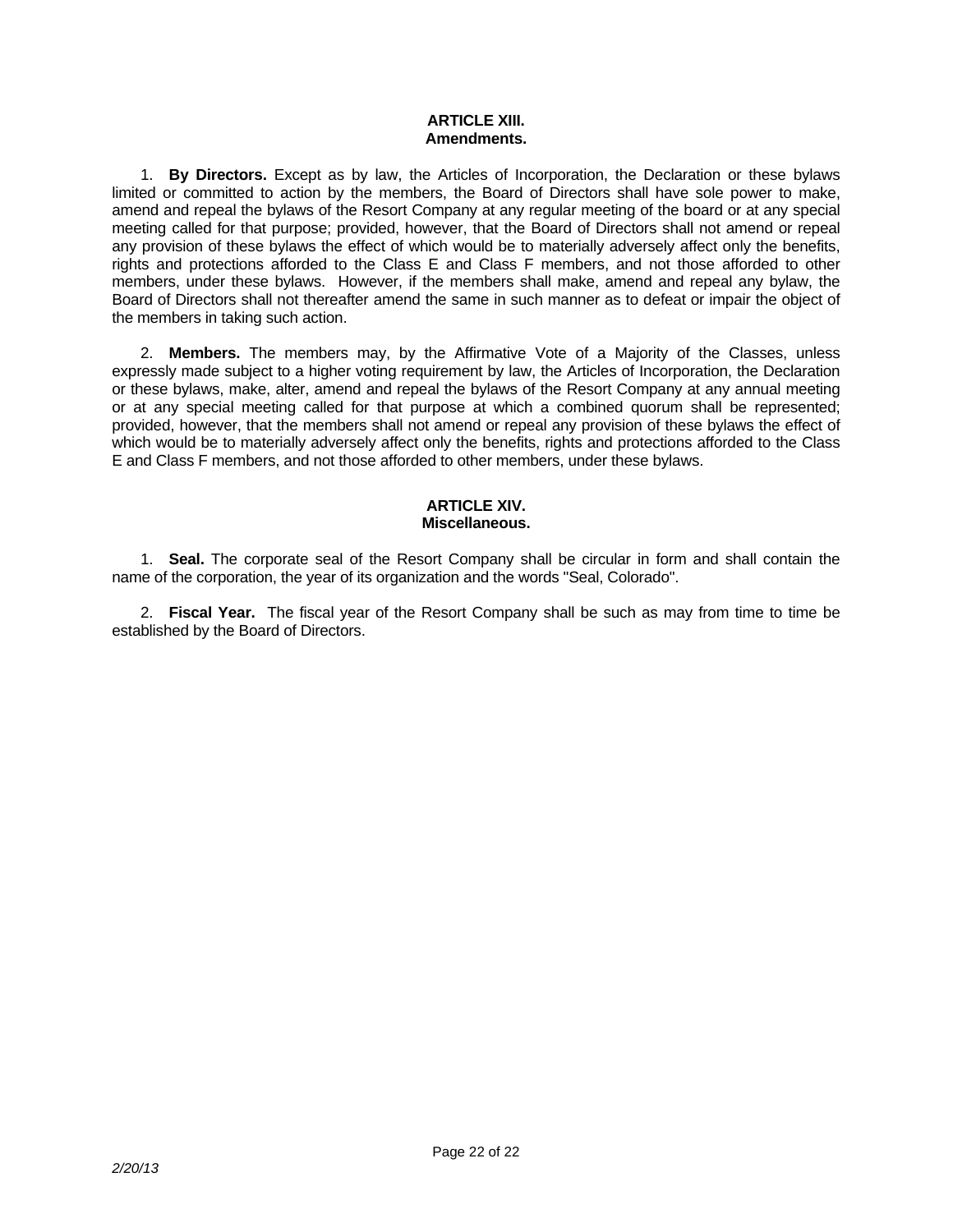## ARTICLE XIII.
## Amendments.

1. **By Directors.** Except as by law, the Articles of Incorporation, the Declaration or these bylaws limited or committed to action by the members, the Board of Directors shall have sole power to make, amend and repeal the bylaws of the Resort Company at any regular meeting of the board or at any special meeting called for that purpose; provided, however, that the Board of Directors shall not amend or repeal any provision of these bylaws the effect of which would be to materially adversely affect only the benefits, rights and protections afforded to the Class E and Class F members, and not those afforded to other members, under these bylaws. However, if the members shall make, amend and repeal any bylaw, the Board of Directors shall not thereafter amend the same in such manner as to defeat or impair the object of the members in taking such action.

2. **Members.** The members may, by the Affirmative Vote of a Majority of the Classes, unless expressly made subject to a higher voting requirement by law, the Articles of Incorporation, the Declaration or these bylaws, make, alter, amend and repeal the bylaws of the Resort Company at any annual meeting or at any special meeting called for that purpose at which a combined quorum shall be represented; provided, however, that the members shall not amend or repeal any provision of these bylaws the effect of which would be to materially adversely affect only the benefits, rights and protections afforded to the Class E and Class F members, and not those afforded to other members, under these bylaws.

## ARTICLE XIV.
## Miscellaneous.

1. **Seal.** The corporate seal of the Resort Company shall be circular in form and shall contain the name of the corporation, the year of its organization and the words "Seal, Colorado".

2. **Fiscal Year.** The fiscal year of the Resort Company shall be such as may from time to time be established by the Board of Directors.

*2/20/13*